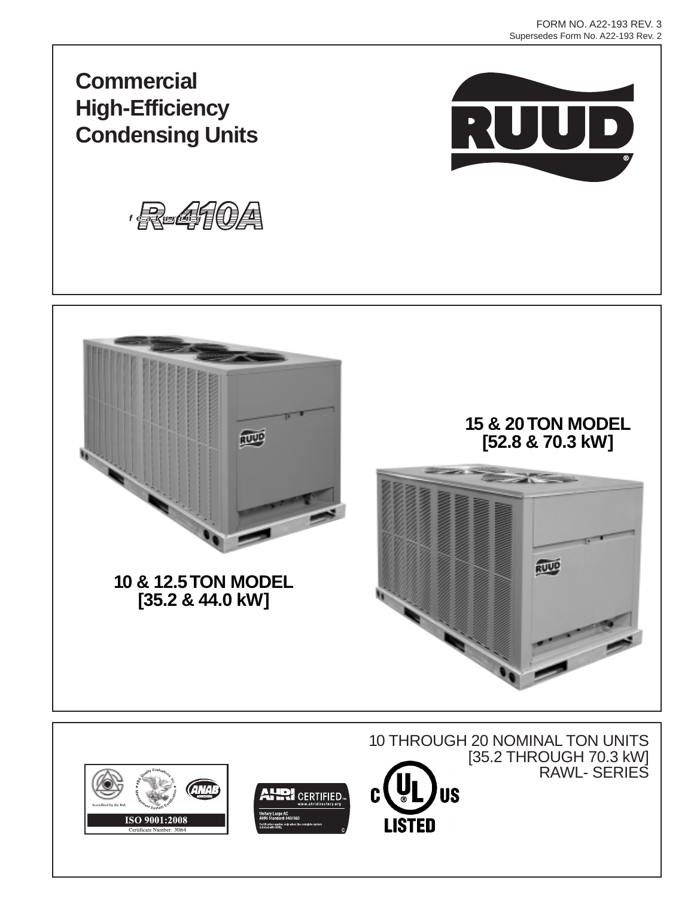FORM NO. A22-193 REV. 3
Supersedes Form No. A22-193 Rev. 2

# Commercial High-Efficiency Condensing Units

RUUD®

featuring R-410A

**15 & 20 TON MODEL**
**[52.8 & 70.3 kW]**

**10 & 12.5 TON MODEL**
**[35.2 & 44.0 kW]**

10 THROUGH 20 NOMINAL TON UNITS
[35.2 THROUGH 70.3 kW]
RAWL- SERIES

Accredited by the RvA
ISO 9001:2008
Certificate Number: 30164

AHRI CERTIFIED™
www.ahridirectory.org
Unitary Large AC
AHRI Standard 340/360
Certification applies only when the complete system is listed with AHRI.

C UL US LISTED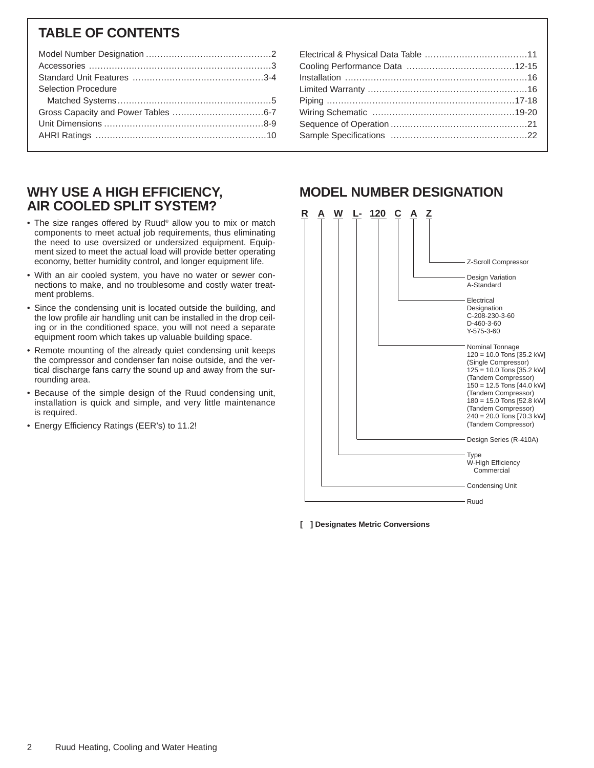## TABLE OF CONTENTS

| | |
|---|---|
| Model Number Designation | 2 |
| Accessories | 3 |
| Standard Unit Features | 3-4 |
| Selection Procedure Matched Systems | 5 |
| Gross Capacity and Power Tables | 6-7 |
| Unit Dimensions | 8-9 |
| AHRI Ratings | 10 |
| Electrical & Physical Data Table | 11 |
| Cooling Performance Data | 12-15 |
| Installation | 16 |
| Limited Warranty | 16 |
| Piping | 17-18 |
| Wiring Schematic | 19-20 |
| Sequence of Operation | 21 |
| Sample Specifications | 22 |

## WHY USE A HIGH EFFICIENCY, AIR COOLED SPLIT SYSTEM?

- The size ranges offered by Ruud® allow you to mix or match components to meet actual job requirements, thus eliminating the need to use oversized or undersized equipment. Equipment sized to meet the actual load will provide better operating economy, better humidity control, and longer equipment life.
- With an air cooled system, you have no water or sewer connections to make, and no troublesome and costly water treatment problems.
- Since the condensing unit is located outside the building, and the low profile air handling unit can be installed in the drop ceiling or in the conditioned space, you will not need a separate equipment room which takes up valuable building space.
- Remote mounting of the already quiet condensing unit keeps the compressor and condenser fan noise outside, and the vertical discharge fans carry the sound up and away from the surrounding area.
- Because of the simple design of the Ruud condensing unit, installation is quick and simple, and very little maintenance is required.
- Energy Efficiency Ratings (EER's) to 11.2!

## MODEL NUMBER DESIGNATION

**R A W L- 120 C A Z**

- **Z** – Z-Scroll Compressor
- **A** – Design Variation
  A-Standard
- **C** – Electrical Designation
  C-208-230-3-60
  D-460-3-60
  Y-575-3-60
- **120** – Nominal Tonnage
  120 = 10.0 Tons [35.2 kW] (Single Compressor)
  125 = 10.0 Tons [35.2 kW] (Tandem Compressor)
  150 = 12.5 Tons [44.0 kW] (Tandem Compressor)
  180 = 15.0 Tons [52.8 kW] (Tandem Compressor)
  240 = 20.0 Tons [70.3 kW] (Tandem Compressor)
- **L-** – Design Series (R-410A)
- **W** – Type
  W-High Efficiency Commercial
- **A** – Condensing Unit
- **R** – Ruud

**[ ] Designates Metric Conversions**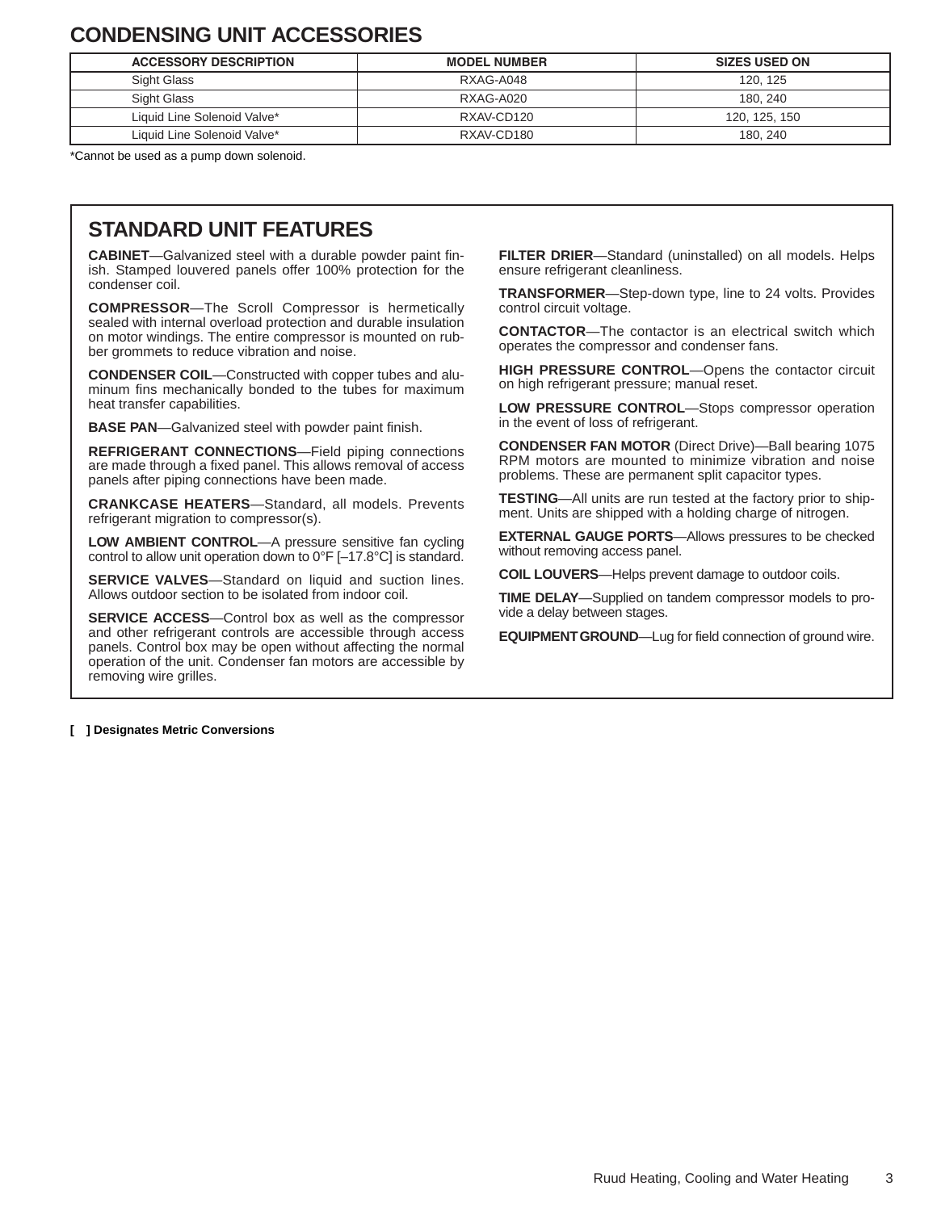## CONDENSING UNIT ACCESSORIES

| ACCESSORY DESCRIPTION | MODEL NUMBER | SIZES USED ON |
|---|---|---|
| Sight Glass | RXAG-A048 | 120, 125 |
| Sight Glass | RXAG-A020 | 180, 240 |
| Liquid Line Solenoid Valve* | RXAV-CD120 | 120, 125, 150 |
| Liquid Line Solenoid Valve* | RXAV-CD180 | 180, 240 |

*Cannot be used as a pump down solenoid.

## STANDARD UNIT FEATURES

**CABINET**—Galvanized steel with a durable powder paint finish. Stamped louvered panels offer 100% protection for the condenser coil.

**COMPRESSOR**—The Scroll Compressor is hermetically sealed with internal overload protection and durable insulation on motor windings. The entire compressor is mounted on rubber grommets to reduce vibration and noise.

**CONDENSER COIL**—Constructed with copper tubes and aluminum fins mechanically bonded to the tubes for maximum heat transfer capabilities.

**BASE PAN**—Galvanized steel with powder paint finish.

**REFRIGERANT CONNECTIONS**—Field piping connections are made through a fixed panel. This allows removal of access panels after piping connections have been made.

**CRANKCASE HEATERS**—Standard, all models. Prevents refrigerant migration to compressor(s).

**LOW AMBIENT CONTROL**—A pressure sensitive fan cycling control to allow unit operation down to 0°F [–17.8°C] is standard.

**SERVICE VALVES**—Standard on liquid and suction lines. Allows outdoor section to be isolated from indoor coil.

**SERVICE ACCESS**—Control box as well as the compressor and other refrigerant controls are accessible through access panels. Control box may be open without affecting the normal operation of the unit. Condenser fan motors are accessible by removing wire grilles.

**FILTER DRIER**—Standard (uninstalled) on all models. Helps ensure refrigerant cleanliness.

**TRANSFORMER**—Step-down type, line to 24 volts. Provides control circuit voltage.

**CONTACTOR**—The contactor is an electrical switch which operates the compressor and condenser fans.

**HIGH PRESSURE CONTROL**—Opens the contactor circuit on high refrigerant pressure; manual reset.

**LOW PRESSURE CONTROL**—Stops compressor operation in the event of loss of refrigerant.

**CONDENSER FAN MOTOR** (Direct Drive)—Ball bearing 1075 RPM motors are mounted to minimize vibration and noise problems. These are permanent split capacitor types.

**TESTING**—All units are run tested at the factory prior to shipment. Units are shipped with a holding charge of nitrogen.

**EXTERNAL GAUGE PORTS**—Allows pressures to be checked without removing access panel.

**COIL LOUVERS**—Helps prevent damage to outdoor coils.

**TIME DELAY**—Supplied on tandem compressor models to provide a delay between stages.

**EQUIPMENT GROUND**—Lug for field connection of ground wire.

**[ ] Designates Metric Conversions**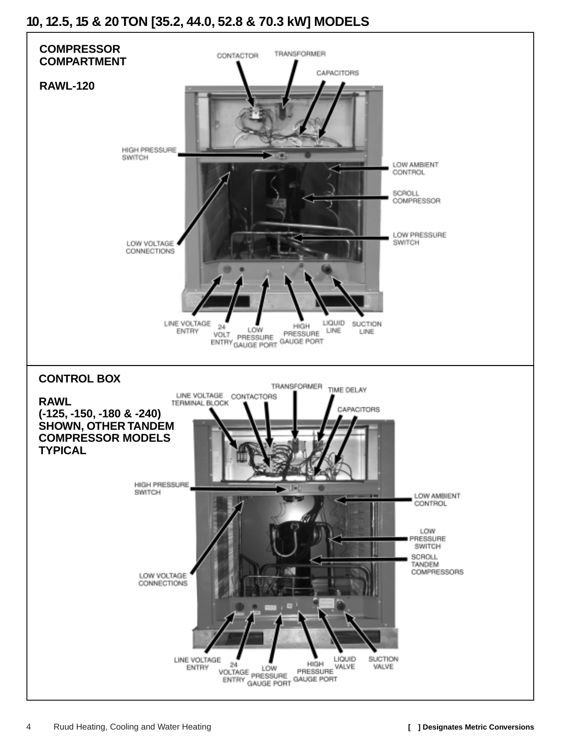# 10, 12.5, 15 & 20 TON [35.2, 44.0, 52.8 & 70.3 kW] MODELS

**COMPRESSOR COMPARTMENT**

**RAWL-120**

CONTACTOR
TRANSFORMER
CAPACITORS
HIGH PRESSURE SWITCH
LOW AMBIENT CONTROL
SCROLL COMPRESSOR
LOW PRESSURE SWITCH
LOW VOLTAGE CONNECTIONS
LINE VOLTAGE ENTRY
24 VOLT ENTRY
LOW PRESSURE GAUGE PORT
HIGH PRESSURE GAUGE PORT
LIQUID LINE
SUCTION LINE

**CONTROL BOX**

**RAWL (-125, -150, -180 & -240) SHOWN, OTHER TANDEM COMPRESSOR MODELS TYPICAL**

LINE VOLTAGE TERMINAL BLOCK
CONTACTORS
TRANSFORMER
TIME DELAY
CAPACITORS
HIGH PRESSURE SWITCH
LOW AMBIENT CONTROL
LOW PRESSURE SWITCH
SCROLL TANDEM COMPRESSORS
LOW VOLTAGE CONNECTIONS
LINE VOLTAGE ENTRY
24 VOLTAGE ENTRY
LOW PRESSURE GAUGE PORT
HIGH PRESSURE GAUGE PORT
LIQUID VALVE
SUCTION VALVE

[ ] Designates Metric Conversions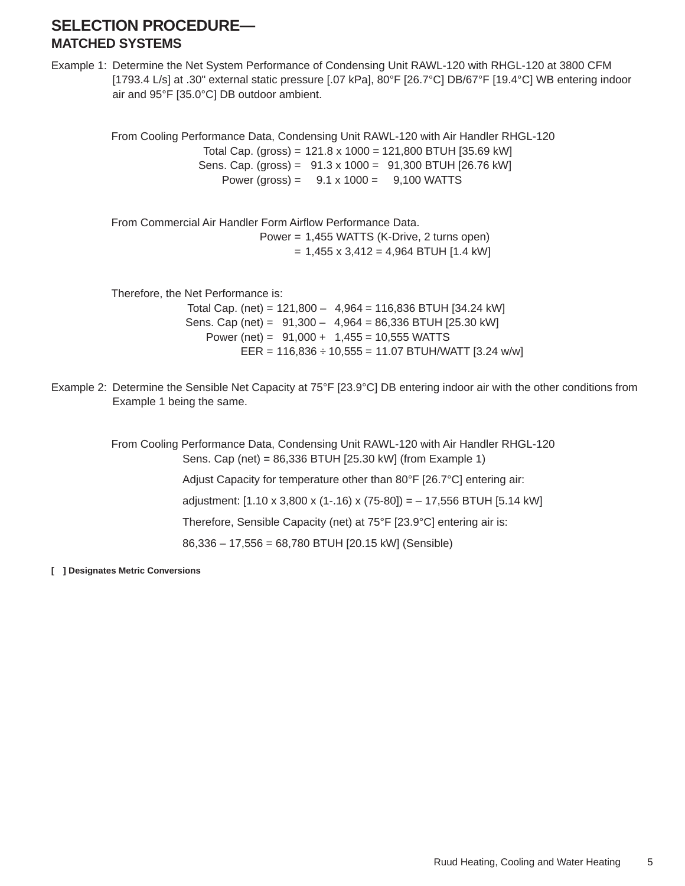# SELECTION PROCEDURE—
## MATCHED SYSTEMS

Example 1: Determine the Net System Performance of Condensing Unit RAWL-120 with RHGL-120 at 3800 CFM [1793.4 L/s] at .30" external static pressure [.07 kPa], 80°F [26.7°C] DB/67°F [19.4°C] WB entering indoor air and 95°F [35.0°C] DB outdoor ambient.

From Cooling Performance Data, Condensing Unit RAWL-120 with Air Handler RHGL-120

Total Cap. (gross) = 121.8 x 1000 = 121,800 BTUH [35.69 kW]
Sens. Cap. (gross) = 91.3 x 1000 = 91,300 BTUH [26.76 kW]
Power (gross) = 9.1 x 1000 = 9,100 WATTS

From Commercial Air Handler Form Airflow Performance Data.

Power = 1,455 WATTS (K-Drive, 2 turns open)
= 1,455 x 3,412 = 4,964 BTUH [1.4 kW]

Therefore, the Net Performance is:

Total Cap. (net) = 121,800 – 4,964 = 116,836 BTUH [34.24 kW]
Sens. Cap (net) = 91,300 – 4,964 = 86,336 BTUH [25.30 kW]
Power (net) = 91,000 + 1,455 = 10,555 WATTS
EER = 116,836 ÷ 10,555 = 11.07 BTUH/WATT [3.24 w/w]

Example 2: Determine the Sensible Net Capacity at 75°F [23.9°C] DB entering indoor air with the other conditions from Example 1 being the same.

From Cooling Performance Data, Condensing Unit RAWL-120 with Air Handler RHGL-120

Sens. Cap (net) = 86,336 BTUH [25.30 kW] (from Example 1)

Adjust Capacity for temperature other than 80°F [26.7°C] entering air:

adjustment: [1.10 x 3,800 x (1-.16) x (75-80]) = – 17,556 BTUH [5.14 kW]

Therefore, Sensible Capacity (net) at 75°F [23.9°C] entering air is:

86,336 – 17,556 = 68,780 BTUH [20.15 kW] (Sensible)

**[ ] Designates Metric Conversions**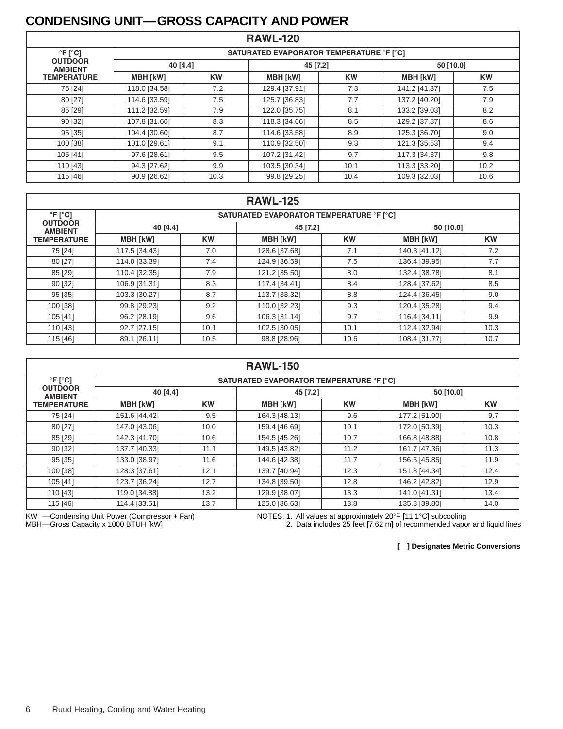## CONDENSING UNIT—GROSS CAPACITY AND POWER

| RAWL-120 | | | | | | |
|---|---|---|---|---|---|---|
| °F [°C] OUTDOOR AMBIENT TEMPERATURE | SATURATED EVAPORATOR TEMPERATURE °F [°C] | | | | | |
| | 40 [4.4] | | 45 [7.2] | | 50 [10.0] | |
| | MBH [kW] | KW | MBH [kW] | KW | MBH [kW] | KW |
| 75 [24] | 118.0 [34.58] | 7.2 | 129.4 [37.91] | 7.3 | 141.2 [41.37] | 7.5 |
| 80 [27] | 114.6 [33.59] | 7.5 | 125.7 [36.83] | 7.7 | 137.2 [40.20] | 7.9 |
| 85 [29] | 111.2 [32.59] | 7.9 | 122.0 [35.75] | 8.1 | 133.2 [39.03] | 8.2 |
| 90 [32] | 107.8 [31.60] | 8.3 | 118.3 [34.66] | 8.5 | 129.2 [37.87] | 8.6 |
| 95 [35] | 104.4 [30.60] | 8.7 | 114.6 [33.58] | 8.9 | 125.3 [36.70] | 9.0 |
| 100 [38] | 101.0 [29.61] | 9.1 | 110.9 [32.50] | 9.3 | 121.3 [35.53] | 9.4 |
| 105 [41] | 97.6 [28.61] | 9.5 | 107.2 [31.42] | 9.7 | 117.3 [34.37] | 9.8 |
| 110 [43] | 94.3 [27.62] | 9.9 | 103.5 [30.34] | 10.1 | 113.3 [33.20] | 10.2 |
| 115 [46] | 90.9 [26.62] | 10.3 | 99.8 [29.25] | 10.4 | 109.3 [32.03] | 10.6 |

| RAWL-125 | | | | | | |
|---|---|---|---|---|---|---|
| °F [°C] OUTDOOR AMBIENT TEMPERATURE | SATURATED EVAPORATOR TEMPERATURE °F [°C] | | | | | |
| | 40 [4.4] | | 45 [7.2] | | 50 [10.0] | |
| | MBH [kW] | KW | MBH [kW] | KW | MBH [kW] | KW |
| 75 [24] | 117.5 [34.43] | 7.0 | 128.6 [37.68] | 7.1 | 140.3 [41.12] | 7.2 |
| 80 [27] | 114.0 [33.39] | 7.4 | 124.9 [36.59] | 7.5 | 136.4 [39.95] | 7.7 |
| 85 [29] | 110.4 [32.35] | 7.9 | 121.2 [35.50] | 8.0 | 132.4 [38.78] | 8.1 |
| 90 [32] | 106.9 [31.31] | 8.3 | 117.4 [34.41] | 8.4 | 128.4 [37.62] | 8.5 |
| 95 [35] | 103.3 [30.27] | 8.7 | 113.7 [33.32] | 8.8 | 124.4 [36.45] | 9.0 |
| 100 [38] | 99.8 [29.23] | 9.2 | 110.0 [32.23] | 9.3 | 120.4 [35.28] | 9.4 |
| 105 [41] | 96.2 [28.19] | 9.6 | 106.3 [31.14] | 9.7 | 116.4 [34.11] | 9.9 |
| 110 [43] | 92.7 [27.15] | 10.1 | 102.5 [30.05] | 10.1 | 112.4 [32.94] | 10.3 |
| 115 [46] | 89.1 [26.11] | 10.5 | 98.8 [28.96] | 10.6 | 108.4 [31.77] | 10.7 |

| RAWL-150 | | | | | | |
|---|---|---|---|---|---|---|
| °F [°C] OUTDOOR AMBIENT TEMPERATURE | SATURATED EVAPORATOR TEMPERATURE °F [°C] | | | | | |
| | 40 [4.4] | | 45 [7.2] | | 50 [10.0] | |
| | MBH [kW] | KW | MBH [kW] | KW | MBH [kW] | KW |
| 75 [24] | 151.6 [44.42] | 9.5 | 164.3 [48.13] | 9.6 | 177.2 [51.90] | 9.7 |
| 80 [27] | 147.0 [43.06] | 10.0 | 159.4 [46.69] | 10.1 | 172.0 [50.39] | 10.3 |
| 85 [29] | 142.3 [41.70] | 10.6 | 154.5 [45.26] | 10.7 | 166.8 [48.88] | 10.8 |
| 90 [32] | 137.7 [40.33] | 11.1 | 149.5 [43.82] | 11.2 | 161.7 [47.36] | 11.3 |
| 95 [35] | 133.0 [38.97] | 11.6 | 144.6 [42.38] | 11.7 | 156.5 [45.85] | 11.9 |
| 100 [38] | 128.3 [37.61] | 12.1 | 139.7 [40.94] | 12.3 | 151.3 [44.34] | 12.4 |
| 105 [41] | 123.7 [36.24] | 12.7 | 134.8 [39.50] | 12.8 | 146.2 [42.82] | 12.9 |
| 110 [43] | 119.0 [34.88] | 13.2 | 129.9 [38.07] | 13.3 | 141.0 [41.31] | 13.4 |
| 115 [46] | 114.4 [33.51] | 13.7 | 125.0 [36.63] | 13.8 | 135.8 [39.80] | 14.0 |

KW —Condensing Unit Power (Compressor + Fan)
MBH—Gross Capacity x 1000 BTUH [kW]

NOTES: 1. All values at approximately 20°F [11.1°C] subcooling
2. Data includes 25 feet [7.62 m] of recommended vapor and liquid lines

**[ ] Designates Metric Conversions**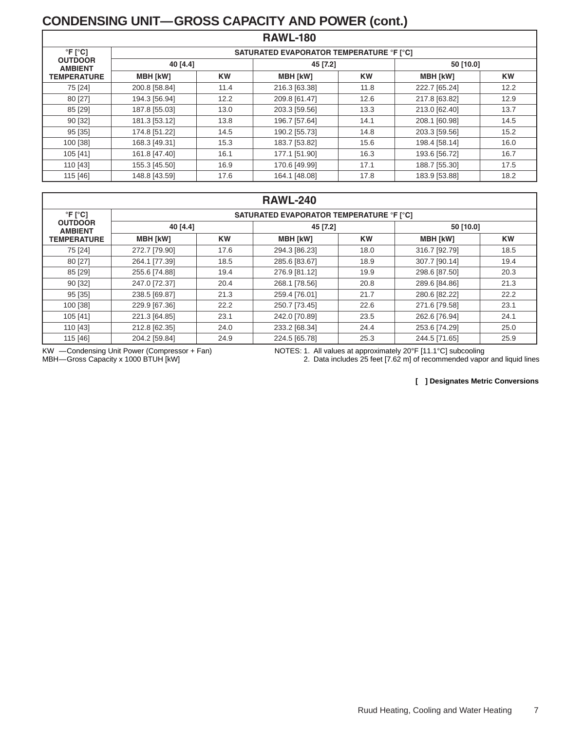# CONDENSING UNIT—GROSS CAPACITY AND POWER (cont.)

## RAWL-180

| °F [°C] OUTDOOR AMBIENT TEMPERATURE | SATURATED EVAPORATOR TEMPERATURE °F [°C] | | | | | |
|---|---|---|---|---|---|---|
| | 40 [4.4] | | 45 [7.2] | | 50 [10.0] | |
| | MBH [kW] | KW | MBH [kW] | KW | MBH [kW] | KW |
| 75 [24] | 200.8 [58.84] | 11.4 | 216.3 [63.38] | 11.8 | 222.7 [65.24] | 12.2 |
| 80 [27] | 194.3 [56.94] | 12.2 | 209.8 [61.47] | 12.6 | 217.8 [63.82] | 12.9 |
| 85 [29] | 187.8 [55.03] | 13.0 | 203.3 [59.56] | 13.3 | 213.0 [62.40] | 13.7 |
| 90 [32] | 181.3 [53.12] | 13.8 | 196.7 [57.64] | 14.1 | 208.1 [60.98] | 14.5 |
| 95 [35] | 174.8 [51.22] | 14.5 | 190.2 [55.73] | 14.8 | 203.3 [59.56] | 15.2 |
| 100 [38] | 168.3 [49.31] | 15.3 | 183.7 [53.82] | 15.6 | 198.4 [58.14] | 16.0 |
| 105 [41] | 161.8 [47.40] | 16.1 | 177.1 [51.90] | 16.3 | 193.6 [56.72] | 16.7 |
| 110 [43] | 155.3 [45.50] | 16.9 | 170.6 [49.99] | 17.1 | 188.7 [55.30] | 17.5 |
| 115 [46] | 148.8 [43.59] | 17.6 | 164.1 [48.08] | 17.8 | 183.9 [53.88] | 18.2 |

## RAWL-240

| °F [°C] OUTDOOR AMBIENT TEMPERATURE | SATURATED EVAPORATOR TEMPERATURE °F [°C] | | | | | |
|---|---|---|---|---|---|---|
| | 40 [4.4] | | 45 [7.2] | | 50 [10.0] | |
| | MBH [kW] | KW | MBH [kW] | KW | MBH [kW] | KW |
| 75 [24] | 272.7 [79.90] | 17.6 | 294.3 [86.23] | 18.0 | 316.7 [92.79] | 18.5 |
| 80 [27] | 264.1 [77.39] | 18.5 | 285.6 [83.67] | 18.9 | 307.7 [90.14] | 19.4 |
| 85 [29] | 255.6 [74.88] | 19.4 | 276.9 [81.12] | 19.9 | 298.6 [87.50] | 20.3 |
| 90 [32] | 247.0 [72.37] | 20.4 | 268.1 [78.56] | 20.8 | 289.6 [84.86] | 21.3 |
| 95 [35] | 238.5 [69.87] | 21.3 | 259.4 [76.01] | 21.7 | 280.6 [82.22] | 22.2 |
| 100 [38] | 229.9 [67.36] | 22.2 | 250.7 [73.45] | 22.6 | 271.6 [79.58] | 23.1 |
| 105 [41] | 221.3 [64.85] | 23.1 | 242.0 [70.89] | 23.5 | 262.6 [76.94] | 24.1 |
| 110 [43] | 212.8 [62.35] | 24.0 | 233.2 [68.34] | 24.4 | 253.6 [74.29] | 25.0 |
| 115 [46] | 204.2 [59.84] | 24.9 | 224.5 [65.78] | 25.3 | 244.5 [71.65] | 25.9 |

KW —Condensing Unit Power (Compressor + Fan)
MBH—Gross Capacity x 1000 BTUH [kW]

NOTES: 1. All values at approximately 20°F [11.1°C] subcooling
2. Data includes 25 feet [7.62 m] of recommended vapor and liquid lines

**[ ] Designates Metric Conversions**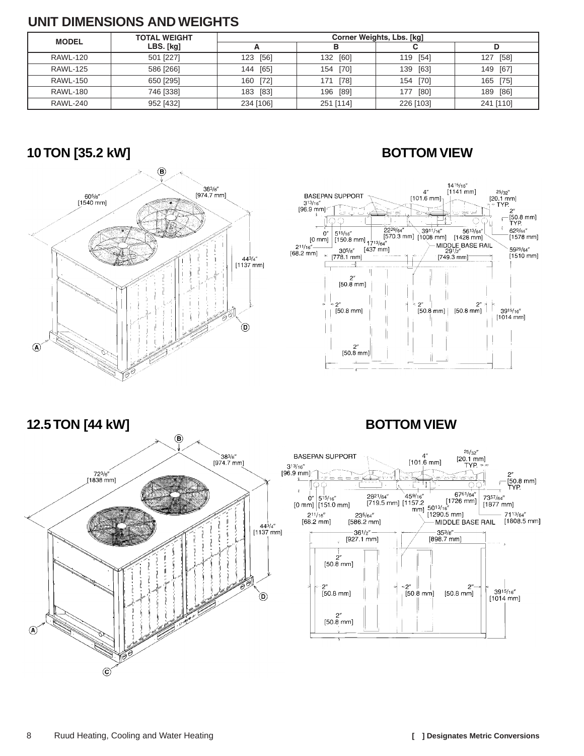## UNIT DIMENSIONS AND WEIGHTS

| MODEL | TOTAL WEIGHT LBS. [kg] | Corner Weights, Lbs. [kg] | | | |
|---|---|---|---|---|---|
| | | A | B | C | D |
| RAWL-120 | 501 [227] | 123 [56] | 132 [60] | 119 [54] | 127 [58] |
| RAWL-125 | 586 [266] | 144 [65] | 154 [70] | 139 [63] | 149 [67] |
| RAWL-150 | 650 [295] | 160 [72] | 171 [78] | 154 [70] | 165 [75] |
| RAWL-180 | 746 [338] | 183 [83] | 196 [89] | 177 [80] | 189 [86] |
| RAWL-240 | 952 [432] | 234 [106] | 251 [114] | 226 [103] | 241 [110] |

## 10 TON [35.2 kW]

## BOTTOM VIEW

## 12.5 TON [44 kW]

## BOTTOM VIEW

[ ] Designates Metric Conversions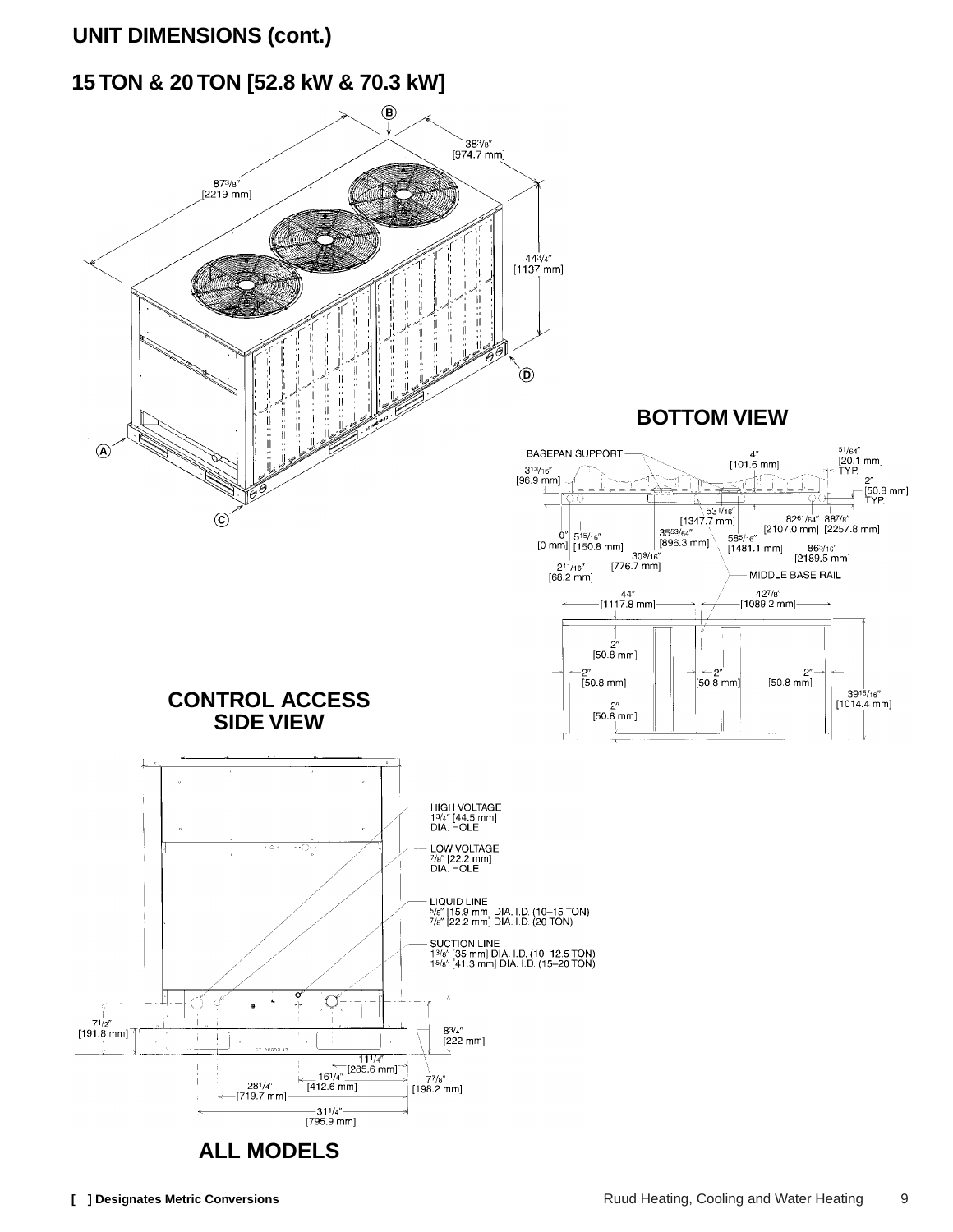## UNIT DIMENSIONS (cont.)

## 15 TON & 20 TON [52.8 kW & 70.3 kW]

B

38 3/8″ [974.7 mm]

87 3/8″ [2219 mm]

44 3/4″ [1137 mm]

D

A

C

### BOTTOM VIEW

BASEPAN SUPPORT

3 13/16″ [96.9 mm]

4″ [101.6 mm]

51/64″ [20.1 mm] TYP.

2″ [50.8 mm] TYP.

53 1/16″ [1347.7 mm]

82 61/64″ [2107.0 mm]

88 7/8″ [2257.8 mm]

0″ [0 mm]

5 15/16″ [150.8 mm]

35 53/64″ [896.3 mm]

58 5/16″ [1481.1 mm]

86 3/16″ [2189.5 mm]

30 9/16″ [776.7 mm]

2 11/16″ [68.2 mm]

MIDDLE BASE RAIL

44″ [1117.8 mm]

42 7/8″ [1089.2 mm]

2″ [50.8 mm]

2″ [50.8 mm]

2″ [50.8 mm]

2″ [50.8 mm]

39 15/16″ [1014.4 mm]

2″ [50.8 mm]

### CONTROL ACCESS SIDE VIEW

HIGH VOLTAGE 1 3/4″ [44.5 mm] DIA. HOLE

LOW VOLTAGE 7/8″ [22.2 mm] DIA. HOLE

LIQUID LINE 5/8″ [15.9 mm] DIA. I.D. (10–15 TON) 7/8″ [22.2 mm] DIA. I.D. (20 TON)

SUCTION LINE 1 3/8″ [35 mm] DIA. I.D. (10–12.5 TON) 1 5/8″ [41.3 mm] DIA. I.D. (15–20 TON)

7 1/2″ [191.8 mm]

8 3/4″ [222 mm]

11 1/4″ [285.6 mm]

16 1/4″ [412.6 mm]

7 7/8″ [198.2 mm]

28 1/4″ [719.7 mm]

31 1/4″ [795.9 mm]

### ALL MODELS

[ ] Designates Metric Conversions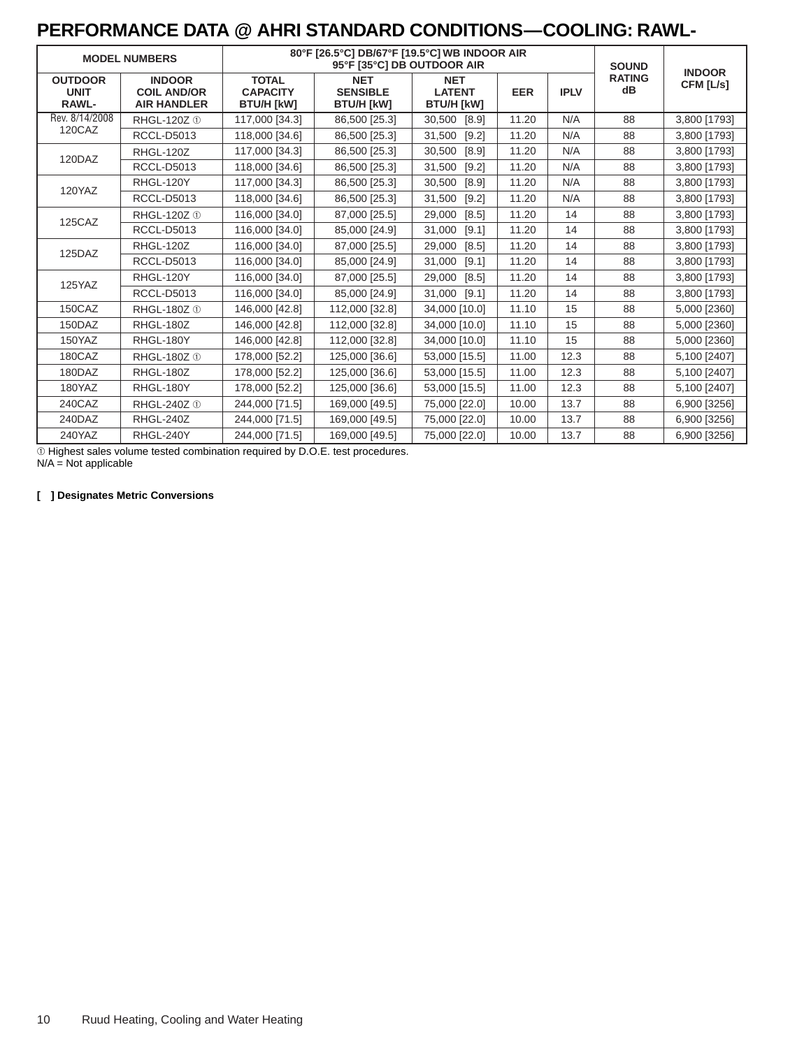# PERFORMANCE DATA @ AHRI STANDARD CONDITIONS—COOLING: RAWL-

| MODEL NUMBERS | | 80°F [26.5°C] DB/67°F [19.5°C] WB INDOOR AIR 95°F [35°C] DB OUTDOOR AIR | | | | | SOUND RATING dB | INDOOR CFM [L/s] |
|---|---|---|---|---|---|---|---|---|
| OUTDOOR UNIT RAWL- | INDOOR COIL AND/OR AIR HANDLER | TOTAL CAPACITY BTU/H [kW] | NET SENSIBLE BTU/H [kW] | NET LATENT BTU/H [kW] | EER | IPLV | | |
| 120CAZ | RHGL-120Z ① | 117,000 [34.3] | 86,500 [25.3] | 30,500 [8.9] | 11.20 | N/A | 88 | 3,800 [1793] |
| | RCCL-D5013 | 118,000 [34.6] | 86,500 [25.3] | 31,500 [9.2] | 11.20 | N/A | 88 | 3,800 [1793] |
| 120DAZ | RHGL-120Z | 117,000 [34.3] | 86,500 [25.3] | 30,500 [8.9] | 11.20 | N/A | 88 | 3,800 [1793] |
| | RCCL-D5013 | 118,000 [34.6] | 86,500 [25.3] | 31,500 [9.2] | 11.20 | N/A | 88 | 3,800 [1793] |
| 120YAZ | RHGL-120Y | 117,000 [34.3] | 86,500 [25.3] | 30,500 [8.9] | 11.20 | N/A | 88 | 3,800 [1793] |
| | RCCL-D5013 | 118,000 [34.6] | 86,500 [25.3] | 31,500 [9.2] | 11.20 | N/A | 88 | 3,800 [1793] |
| 125CAZ | RHGL-120Z ① | 116,000 [34.0] | 87,000 [25.5] | 29,000 [8.5] | 11.20 | 14 | 88 | 3,800 [1793] |
| | RCCL-D5013 | 116,000 [34.0] | 85,000 [24.9] | 31,000 [9.1] | 11.20 | 14 | 88 | 3,800 [1793] |
| 125DAZ | RHGL-120Z | 116,000 [34.0] | 87,000 [25.5] | 29,000 [8.5] | 11.20 | 14 | 88 | 3,800 [1793] |
| | RCCL-D5013 | 116,000 [34.0] | 85,000 [24.9] | 31,000 [9.1] | 11.20 | 14 | 88 | 3,800 [1793] |
| 125YAZ | RHGL-120Y | 116,000 [34.0] | 87,000 [25.5] | 29,000 [8.5] | 11.20 | 14 | 88 | 3,800 [1793] |
| | RCCL-D5013 | 116,000 [34.0] | 85,000 [24.9] | 31,000 [9.1] | 11.20 | 14 | 88 | 3,800 [1793] |
| 150CAZ | RHGL-180Z ① | 146,000 [42.8] | 112,000 [32.8] | 34,000 [10.0] | 11.10 | 15 | 88 | 5,000 [2360] |
| 150DAZ | RHGL-180Z | 146,000 [42.8] | 112,000 [32.8] | 34,000 [10.0] | 11.10 | 15 | 88 | 5,000 [2360] |
| 150YAZ | RHGL-180Y | 146,000 [42.8] | 112,000 [32.8] | 34,000 [10.0] | 11.10 | 15 | 88 | 5,000 [2360] |
| 180CAZ | RHGL-180Z ① | 178,000 [52.2] | 125,000 [36.6] | 53,000 [15.5] | 11.00 | 12.3 | 88 | 5,100 [2407] |
| 180DAZ | RHGL-180Z | 178,000 [52.2] | 125,000 [36.6] | 53,000 [15.5] | 11.00 | 12.3 | 88 | 5,100 [2407] |
| 180YAZ | RHGL-180Y | 178,000 [52.2] | 125,000 [36.6] | 53,000 [15.5] | 11.00 | 12.3 | 88 | 5,100 [2407] |
| 240CAZ | RHGL-240Z ① | 244,000 [71.5] | 169,000 [49.5] | 75,000 [22.0] | 10.00 | 13.7 | 88 | 6,900 [3256] |
| 240DAZ | RHGL-240Z | 244,000 [71.5] | 169,000 [49.5] | 75,000 [22.0] | 10.00 | 13.7 | 88 | 6,900 [3256] |
| 240YAZ | RHGL-240Y | 244,000 [71.5] | 169,000 [49.5] | 75,000 [22.0] | 10.00 | 13.7 | 88 | 6,900 [3256] |

Rev. 8/14/2008

① Highest sales volume tested combination required by D.O.E. test procedures.
N/A = Not applicable

**[ ] Designates Metric Conversions**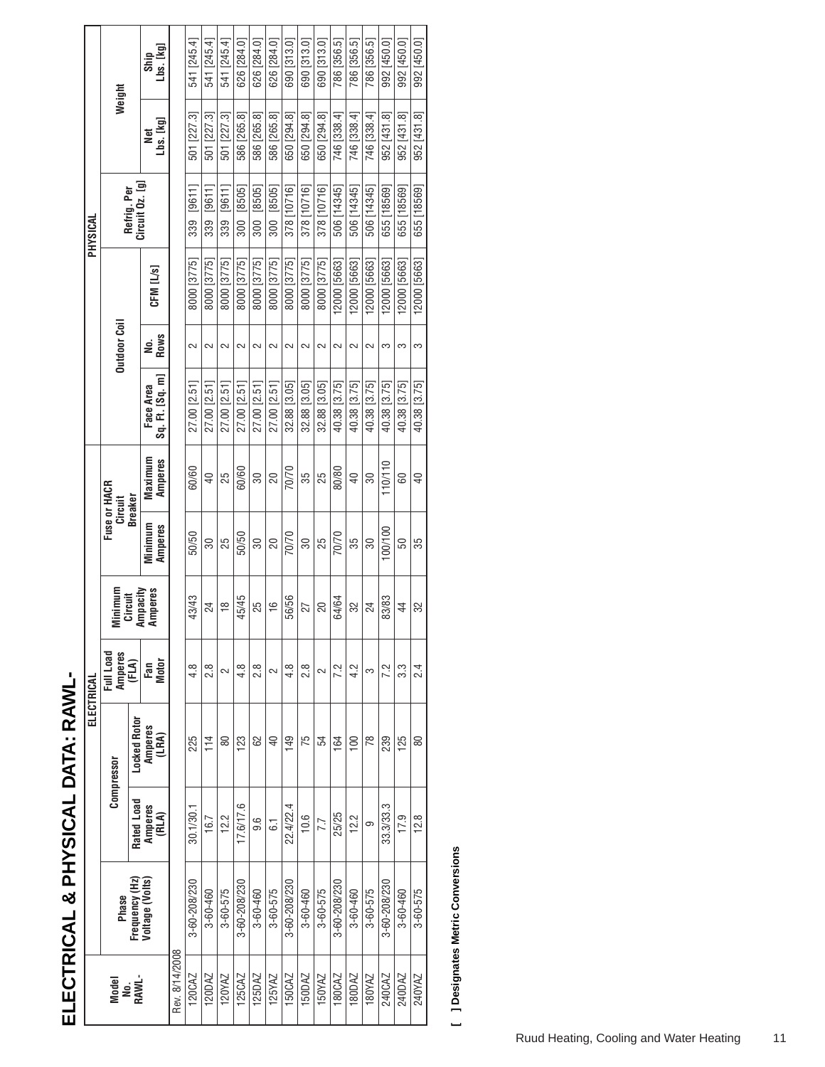# ELECTRICAL & PHYSICAL DATA: RAWL-

| Model No. RAWL- | Phase Frequency (Hz) Voltage (Volts) | ELECTRICAL | | | | | | PHYSICAL | | | | | |
|---|---|---|---|---|---|---|---|---|---|---|---|---|---|
| | | Compressor | | Full Load Amperes (FLA) | Minimum Circuit Ampacity Amperes | Fuse or HACR Circuit Breaker | | Outdoor Coil | | | Refrig. Per Circuit Oz. [g] | Weight | |
| | | Rated Load Amperes (RLA) | Locked Rotor Amperes (LRA) | Fan Motor | | Minimum Amperes | Maximum Amperes | Face Area Sq. Ft. [Sq. m] | No. Rows | CFM [L/s] | | Net Lbs. [kg] | Ship Lbs. [kg] |
| Rev. 8/14/2008 | | | | | | | | | | | | | |
| 120CAZ | 3-60-208/230 | 30.1/30.1 | 225 | 4.8 | 43/43 | 50/50 | 60/60 | 27.00 [2.51] | 2 | 8000 [3775] | 339 [9611] | 501 [227.3] | 541 [245.4] |
| 120DAZ | 3-60-460 | 16.7 | 114 | 2.8 | 24 | 30 | 40 | 27.00 [2.51] | 2 | 8000 [3775] | 339 [9611] | 501 [227.3] | 541 [245.4] |
| 120YAZ | 3-60-575 | 12.2 | 80 | 2 | 18 | 25 | 25 | 27.00 [2.51] | 2 | 8000 [3775] | 339 [9611] | 501 [227.3] | 541 [245.4] |
| 125CAZ | 3-60-208/230 | 17.6/17.6 | 123 | 4.8 | 45/45 | 50/50 | 60/60 | 27.00 [2.51] | 2 | 8000 [3775] | 300 [8505] | 586 [265.8] | 626 [284.0] |
| 125DAZ | 3-60-460 | 9.6 | 62 | 2.8 | 25 | 30 | 30 | 27.00 [2.51] | 2 | 8000 [3775] | 300 [8505] | 586 [265.8] | 626 [284.0] |
| 125YAZ | 3-60-575 | 6.1 | 40 | 2 | 16 | 20 | 20 | 27.00 [2.51] | 2 | 8000 [3775] | 300 [8505] | 586 [265.8] | 626 [284.0] |
| 150CAZ | 3-60-208/230 | 22.4/22.4 | 149 | 4.8 | 56/56 | 70/70 | 70/70 | 32.88 [3.05] | 2 | 8000 [3775] | 378 [10716] | 650 [294.8] | 690 [313.0] |
| 150DAZ | 3-60-460 | 10.6 | 75 | 2.8 | 27 | 30 | 35 | 32.88 [3.05] | 2 | 8000 [3775] | 378 [10716] | 650 [294.8] | 690 [313.0] |
| 150YAZ | 3-60-575 | 7.7 | 54 | 2 | 20 | 25 | 25 | 32.88 [3.05] | 2 | 8000 [3775] | 378 [10716] | 650 [294.8] | 690 [313.0] |
| 180CAZ | 3-60-208/230 | 25/25 | 164 | 7.2 | 64/64 | 70/70 | 80/80 | 40.38 [3.75] | 2 | 12000 [5663] | 506 [14345] | 746 [338.4] | 786 [356.5] |
| 180DAZ | 3-60-460 | 12.2 | 100 | 4.2 | 32 | 35 | 40 | 40.38 [3.75] | 2 | 12000 [5663] | 506 [14345] | 746 [338.4] | 786 [356.5] |
| 180YAZ | 3-60-575 | 9 | 78 | 3 | 24 | 30 | 30 | 40.38 [3.75] | 2 | 12000 [5663] | 506 [14345] | 746 [338.4] | 786 [356.5] |
| 240CAZ | 3-60-208/230 | 33.3/33.3 | 239 | 7.2 | 83/83 | 100/100 | 110/110 | 40.38 [3.75] | 3 | 12000 [5663] | 655 [18569] | 952 [431.8] | 992 [450.0] |
| 240DAZ | 3-60-460 | 17.9 | 125 | 3.3 | 44 | 50 | 60 | 40.38 [3.75] | 3 | 12000 [5663] | 655 [18569] | 952 [431.8] | 992 [450.0] |
| 240YAZ | 3-60-575 | 12.8 | 80 | 2.4 | 32 | 35 | 40 | 40.38 [3.75] | 3 | 12000 [5663] | 655 [18569] | 952 [431.8] | 992 [450.0] |

**[ ] Designates Metric Conversions**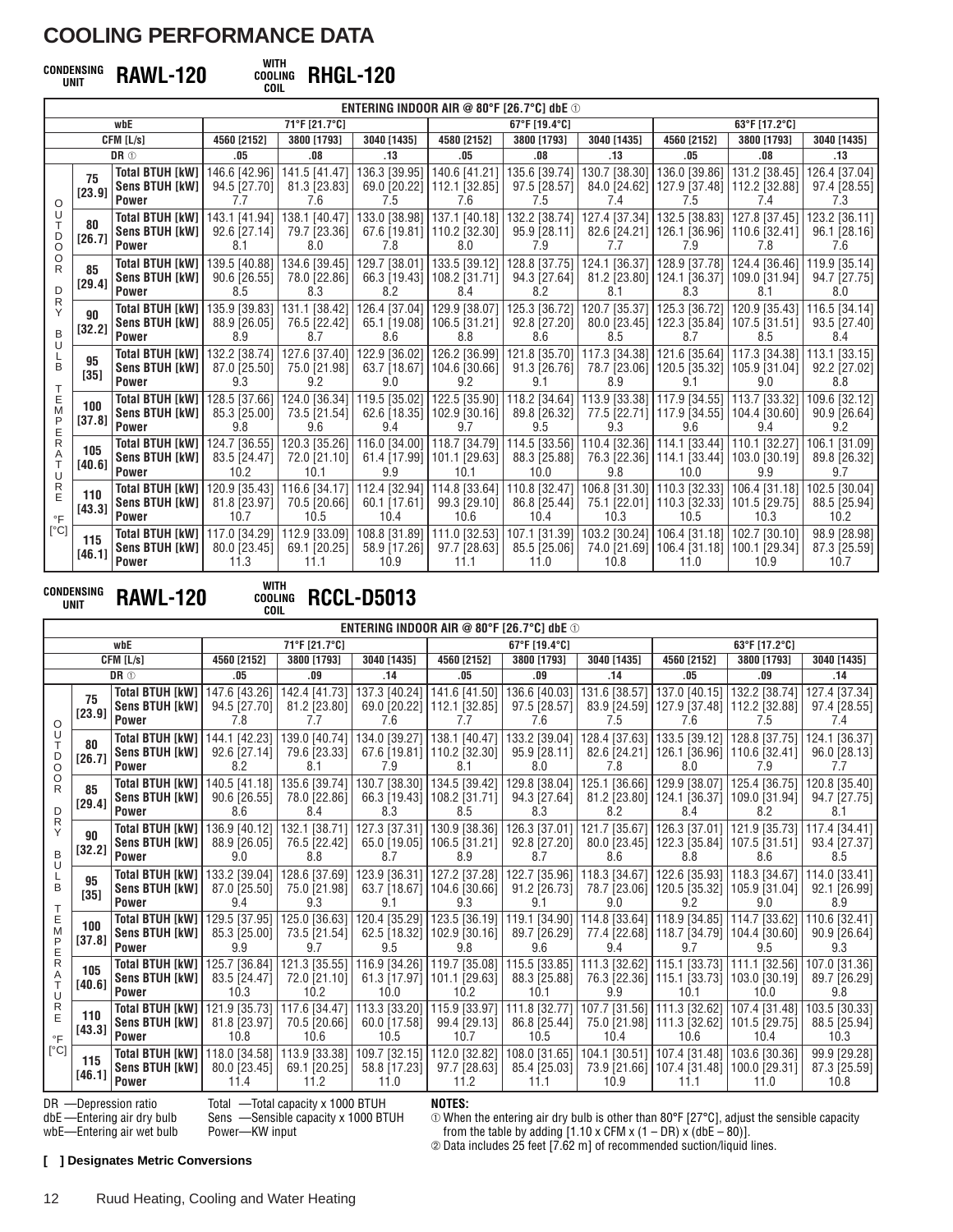# COOLING PERFORMANCE DATA

## CONDENSING UNIT RAWL-120 WITH COOLING COIL RHGL-120

| | | | ENTERING INDOOR AIR @ 80°F [26.7°C] dbE ① | | | | | | | | |
|---|---|---|---|---|---|---|---|---|---|---|---|
| | wbE | | 71°F [21.7°C] | | | 67°F [19.4°C] | | | 63°F [17.2°C] | | |
| | CFM [L/s] | | 4560 [2152] | 3800 [1793] | 3040 [1435] | 4580 [2152] | 3800 [1793] | 3040 [1435] | 4560 [2152] | 3800 [1793] | 3040 [1435] |
| | DR ① | | .05 | .08 | .13 | .05 | .08 | .13 | .05 | .08 | .13 |
| OUTDOOR DRY BULB TEMPERATURE °F [°C] | 75 [23.9] | Total BTUH [kW] | 146.6 [42.96] | 141.5 [41.47] | 136.3 [39.95] | 140.6 [41.21] | 135.6 [39.74] | 130.7 [38.30] | 136.0 [39.86] | 131.2 [38.45] | 126.4 [37.04] |
| | | Sens BTUH [kW] | 94.5 [27.70] | 81.3 [23.83] | 69.0 [20.22] | 112.1 [32.85] | 97.5 [28.57] | 84.0 [24.62] | 127.9 [37.48] | 112.2 [32.88] | 97.4 [28.55] |
| | | Power | 7.7 | 7.6 | 7.5 | 7.6 | 7.5 | 7.4 | 7.5 | 7.4 | 7.3 |
| | 80 [26.7] | Total BTUH [kW] | 143.1 [41.94] | 138.1 [40.47] | 133.0 [38.98] | 137.1 [40.18] | 132.2 [38.74] | 127.4 [37.34] | 132.5 [38.83] | 127.8 [37.45] | 123.2 [36.11] |
| | | Sens BTUH [kW] | 92.6 [27.14] | 79.7 [23.36] | 67.6 [19.81] | 110.2 [32.30] | 95.9 [28.11] | 82.6 [24.21] | 126.1 [36.96] | 110.6 [32.41] | 96.1 [28.16] |
| | | Power | 8.1 | 8.0 | 7.8 | 8.0 | 7.9 | 7.7 | 7.9 | 7.8 | 7.6 |
| | 85 [29.4] | Total BTUH [kW] | 139.5 [40.88] | 134.6 [39.45] | 129.7 [38.01] | 133.5 [39.12] | 128.8 [37.75] | 124.1 [36.37] | 128.9 [37.78] | 124.4 [36.46] | 119.9 [35.14] |
| | | Sens BTUH [kW] | 90.6 [26.55] | 78.0 [22.86] | 66.3 [19.43] | 108.2 [31.71] | 94.3 [27.64] | 81.2 [23.80] | 124.1 [36.37] | 109.0 [31.94] | 94.7 [27.75] |
| | | Power | 8.5 | 8.3 | 8.2 | 8.4 | 8.2 | 8.1 | 8.3 | 8.1 | 8.0 |
| | 90 [32.2] | Total BTUH [kW] | 135.9 [39.83] | 131.1 [38.42] | 126.4 [37.04] | 129.9 [38.07] | 125.3 [36.72] | 120.7 [35.37] | 125.3 [36.72] | 120.9 [35.43] | 116.5 [34.14] |
| | | Sens BTUH [kW] | 88.9 [26.05] | 76.5 [22.42] | 65.1 [19.08] | 106.5 [31.21] | 92.8 [27.20] | 80.0 [23.45] | 122.3 [35.84] | 107.5 [31.51] | 93.5 [27.40] |
| | | Power | 8.9 | 8.7 | 8.6 | 8.8 | 8.6 | 8.5 | 8.7 | 8.5 | 8.4 |
| | 95 [35] | Total BTUH [kW] | 132.2 [38.74] | 127.6 [37.40] | 122.9 [36.02] | 126.2 [36.99] | 121.8 [35.70] | 117.3 [34.38] | 121.6 [35.64] | 117.3 [34.38] | 113.1 [33.15] |
| | | Sens BTUH [kW] | 87.0 [25.50] | 75.0 [21.98] | 63.7 [18.67] | 104.6 [30.66] | 91.3 [26.76] | 78.7 [23.06] | 120.5 [35.32] | 105.9 [31.04] | 92.2 [27.02] |
| | | Power | 9.3 | 9.2 | 9.0 | 9.2 | 9.1 | 8.9 | 9.1 | 9.0 | 8.8 |
| | 100 [37.8] | Total BTUH [kW] | 128.5 [37.66] | 124.0 [36.34] | 119.5 [35.02] | 122.5 [35.90] | 118.2 [34.64] | 113.9 [33.38] | 117.9 [34.55] | 113.7 [33.32] | 109.6 [32.12] |
| | | Sens BTUH [kW] | 85.3 [25.00] | 73.5 [21.54] | 62.6 [18.35] | 102.9 [30.16] | 89.8 [26.32] | 77.5 [22.71] | 117.9 [34.55] | 104.4 [30.60] | 90.9 [26.64] |
| | | Power | 9.8 | 9.6 | 9.4 | 9.7 | 9.5 | 9.3 | 9.6 | 9.4 | 9.2 |
| | 105 [40.6] | Total BTUH [kW] | 124.7 [36.55] | 120.3 [35.26] | 116.0 [34.00] | 118.7 [34.79] | 114.5 [33.56] | 110.4 [32.36] | 114.1 [33.44] | 110.1 [32.27] | 106.1 [31.09] |
| | | Sens BTUH [kW] | 83.5 [24.47] | 72.0 [21.10] | 61.4 [17.99] | 101.1 [29.63] | 88.3 [25.88] | 76.3 [22.36] | 114.1 [33.44] | 103.0 [30.19] | 89.8 [26.32] |
| | | Power | 10.2 | 10.1 | 9.9 | 10.1 | 10.0 | 9.8 | 10.0 | 9.9 | 9.7 |
| | 110 [43.3] | Total BTUH [kW] | 120.9 [35.43] | 116.6 [34.17] | 112.4 [32.94] | 114.8 [33.64] | 110.8 [32.47] | 106.8 [31.30] | 110.3 [32.33] | 106.4 [31.18] | 102.5 [30.04] |
| | | Sens BTUH [kW] | 81.8 [23.97] | 70.5 [20.66] | 60.1 [17.61] | 99.3 [29.10] | 86.8 [25.44] | 75.1 [22.01] | 110.3 [32.33] | 101.5 [29.75] | 88.5 [25.94] |
| | | Power | 10.7 | 10.5 | 10.4 | 10.6 | 10.4 | 10.3 | 10.5 | 10.3 | 10.2 |
| | 115 [46.1] | Total BTUH [kW] | 117.0 [34.29] | 112.9 [33.09] | 108.8 [31.89] | 111.0 [32.53] | 107.1 [31.39] | 103.2 [30.24] | 106.4 [31.18] | 102.7 [30.10] | 98.9 [28.98] |
| | | Sens BTUH [kW] | 80.0 [23.45] | 69.1 [20.25] | 58.9 [17.26] | 97.7 [28.63] | 85.5 [25.06] | 74.0 [21.69] | 106.4 [31.18] | 100.1 [29.34] | 87.3 [25.59] |
| | | Power | 11.3 | 11.1 | 10.9 | 11.1 | 11.0 | 10.8 | 11.0 | 10.9 | 10.7 |

## CONDENSING UNIT RAWL-120 WITH COOLING COIL RCCL-D5013

| | | | ENTERING INDOOR AIR @ 80°F [26.7°C] dbE ① | | | | | | | | |
|---|---|---|---|---|---|---|---|---|---|---|---|
| | wbE | | 71°F [21.7°C] | | | 67°F [19.4°C] | | | 63°F [17.2°C] | | |
| | CFM [L/s] | | 4560 [2152] | 3800 [1793] | 3040 [1435] | 4560 [2152] | 3800 [1793] | 3040 [1435] | 4560 [2152] | 3800 [1793] | 3040 [1435] |
| | DR ① | | .05 | .09 | .14 | .05 | .09 | .14 | .05 | .09 | .14 |
| OUTDOOR DRY BULB TEMPERATURE °F [°C] | 75 [23.9] | Total BTUH [kW] | 147.6 [43.26] | 142.4 [41.73] | 137.3 [40.24] | 141.6 [41.50] | 136.6 [40.03] | 131.6 [38.57] | 137.0 [40.15] | 132.2 [38.74] | 127.4 [37.34] |
| | | Sens BTUH [kW] | 94.5 [27.70] | 81.2 [23.80] | 69.0 [20.22] | 112.1 [32.85] | 97.5 [28.57] | 83.9 [24.59] | 127.9 [37.48] | 112.2 [32.88] | 97.4 [28.55] |
| | | Power | 7.8 | 7.7 | 7.6 | 7.7 | 7.6 | 7.5 | 7.6 | 7.5 | 7.4 |
| | 80 [26.7] | Total BTUH [kW] | 144.1 [42.23] | 139.0 [40.74] | 134.0 [39.27] | 138.1 [40.47] | 133.2 [39.04] | 128.4 [37.63] | 133.5 [39.12] | 128.8 [37.75] | 124.1 [36.37] |
| | | Sens BTUH [kW] | 92.6 [27.14] | 79.6 [23.33] | 67.6 [19.81] | 110.2 [32.30] | 95.9 [28.11] | 82.6 [24.21] | 126.1 [36.96] | 110.6 [32.41] | 96.0 [28.13] |
| | | Power | 8.2 | 8.1 | 7.9 | 8.1 | 8.0 | 7.8 | 8.0 | 7.9 | 7.7 |
| | 85 [29.4] | Total BTUH [kW] | 140.5 [41.18] | 135.6 [39.74] | 130.7 [38.30] | 134.5 [39.42] | 129.8 [38.04] | 125.1 [36.66] | 129.9 [38.07] | 125.4 [36.75] | 120.8 [35.40] |
| | | Sens BTUH [kW] | 90.6 [26.55] | 78.0 [22.86] | 66.3 [19.43] | 108.2 [31.71] | 94.3 [27.64] | 81.2 [23.80] | 124.1 [36.37] | 109.0 [31.94] | 94.7 [27.75] |
| | | Power | 8.6 | 8.4 | 8.3 | 8.5 | 8.3 | 8.2 | 8.4 | 8.2 | 8.1 |
| | 90 [32.2] | Total BTUH [kW] | 136.9 [40.12] | 132.1 [38.71] | 127.3 [37.31] | 130.9 [38.36] | 126.3 [37.01] | 121.7 [35.67] | 126.3 [37.01] | 121.9 [35.73] | 117.4 [34.41] |
| | | Sens BTUH [kW] | 88.9 [26.05] | 76.5 [22.42] | 65.0 [19.05] | 106.5 [31.21] | 92.8 [27.20] | 80.0 [23.45] | 122.3 [35.84] | 107.5 [31.51] | 93.4 [27.37] |
| | | Power | 9.0 | 8.8 | 8.7 | 8.9 | 8.7 | 8.6 | 8.8 | 8.6 | 8.5 |
| | 95 [35] | Total BTUH [kW] | 133.2 [39.04] | 128.6 [37.69] | 123.9 [36.31] | 127.2 [37.28] | 122.7 [35.96] | 118.3 [34.67] | 122.6 [35.93] | 118.3 [34.67] | 114.0 [33.41] |
| | | Sens BTUH [kW] | 87.0 [25.50] | 75.0 [21.98] | 63.7 [18.67] | 104.6 [30.66] | 91.2 [26.73] | 78.7 [23.06] | 120.5 [35.32] | 105.9 [31.04] | 92.1 [26.99] |
| | | Power | 9.4 | 9.3 | 9.1 | 9.3 | 9.1 | 9.0 | 9.2 | 9.0 | 8.9 |
| | 100 [37.8] | Total BTUH [kW] | 129.5 [37.95] | 125.0 [36.63] | 120.4 [35.29] | 123.5 [36.19] | 119.1 [34.90] | 114.8 [33.64] | 118.9 [34.85] | 114.7 [33.62] | 110.6 [32.41] |
| | | Sens BTUH [kW] | 85.3 [25.00] | 73.5 [21.54] | 62.5 [18.32] | 102.9 [30.16] | 89.7 [26.29] | 77.4 [22.68] | 118.7 [34.79] | 104.4 [30.60] | 90.9 [26.64] |
| | | Power | 9.9 | 9.7 | 9.5 | 9.8 | 9.6 | 9.4 | 9.7 | 9.5 | 9.3 |
| | 105 [40.6] | Total BTUH [kW] | 125.7 [36.84] | 121.3 [35.55] | 116.9 [34.26] | 119.7 [35.08] | 115.5 [33.85] | 111.3 [32.62] | 115.1 [33.73] | 111.1 [32.56] | 107.0 [31.36] |
| | | Sens BTUH [kW] | 83.5 [24.47] | 72.0 [21.10] | 61.3 [17.97] | 101.1 [29.63] | 88.3 [25.88] | 76.3 [22.36] | 115.1 [33.73] | 103.0 [30.19] | 89.7 [26.29] |
| | | Power | 10.3 | 10.2 | 10.0 | 10.2 | 10.1 | 9.9 | 10.1 | 10.0 | 9.8 |
| | 110 [43.3] | Total BTUH [kW] | 121.9 [35.73] | 117.6 [34.47] | 113.3 [33.20] | 115.9 [33.97] | 111.8 [32.77] | 107.7 [31.56] | 111.3 [32.62] | 107.4 [31.48] | 103.5 [30.33] |
| | | Sens BTUH [kW] | 81.8 [23.97] | 70.5 [20.66] | 60.0 [17.58] | 99.4 [29.13] | 86.8 [25.44] | 75.0 [21.98] | 111.3 [32.62] | 101.5 [29.75] | 88.5 [25.94] |
| | | Power | 10.8 | 10.6 | 10.5 | 10.7 | 10.5 | 10.4 | 10.6 | 10.4 | 10.3 |
| | 115 [46.1] | Total BTUH [kW] | 118.0 [34.58] | 113.9 [33.38] | 109.7 [32.15] | 112.0 [32.82] | 108.0 [31.65] | 104.1 [30.51] | 107.4 [31.48] | 103.6 [30.36] | 99.9 [29.28] |
| | | Sens BTUH [kW] | 80.0 [23.45] | 69.1 [20.25] | 58.8 [17.23] | 97.7 [28.63] | 85.4 [25.03] | 73.9 [21.66] | 107.4 [31.48] | 100.0 [29.31] | 87.3 [25.59] |
| | | Power | 11.4 | 11.2 | 11.0 | 11.2 | 11.1 | 10.9 | 11.1 | 11.0 | 10.8 |

DR —Depression ratio
dbE —Entering air dry bulb
wbE—Entering air wet bulb

Total —Total capacity x 1000 BTUH
Sens —Sensible capacity x 1000 BTUH
Power—KW input

**NOTES:**

① When the entering air dry bulb is other than 80°F [27°C], adjust the sensible capacity from the table by adding [1.10 x CFM x (1 – DR) x (dbE – 80)].

② Data includes 25 feet [7.62 m] of recommended suction/liquid lines.

**[ ] Designates Metric Conversions**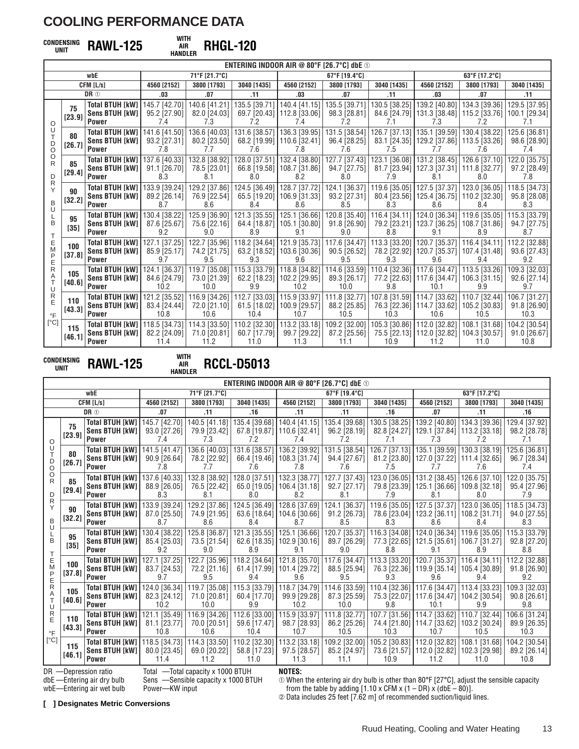# COOLING PERFORMANCE DATA

## CONDENSING UNIT RAWL-125 WITH AIR HANDLER RHGL-120

| | | ENTERING INDOOR AIR @ 80°F [26.7°C] dbE ① | | | | | | | | |
|---|---|---|---|---|---|---|---|---|---|---|
| | wbE | 71°F [21.7°C] | | | 67°F [19.4°C] | | | 63°F [17.2°C] | | |
| | CFM [L/s] | 4560 [2152] | 3800 [1793] | 3040 [1435] | 4560 [2152] | 3800 [1793] | 3040 [1435] | 4560 [2152] | 3800 [1793] | 3040 [1435] |
| | DR ① | .03 | .07 | .11 | .03 | .07 | .11 | .03 | .07 | .11 |
| 75 [23.9] | Total BTUH [kW] | 145.7 [42.70] | 140.6 [41.21] | 135.5 [39.71] | 140.4 [41.15] | 135.5 [39.71] | 130.5 [38.25] | 139.2 [40.80] | 134.3 [39.36] | 129.5 [37.95] |
| | Sens BTUH [kW] | 95.2 [27.90] | 82.0 [24.03] | 69.7 [20.43] | 112.8 [33.06] | 98.3 [28.81] | 84.6 [24.79] | 131.3 [38.48] | 115.2 [33.76] | 100.1 [29.34] |
| | Power | 7.4 | 7.3 | 7.2 | 7.4 | 7.2 | 7.1 | 7.3 | 7.2 | 7.1 |
| 80 [26.7] | Total BTUH [kW] | 141.6 [41.50] | 136.6 [40.03] | 131.6 [38.57] | 136.3 [39.95] | 131.5 [38.54] | 126.7 [37.13] | 135.1 [39.59] | 130.4 [38.22] | 125.6 [36.81] |
| | Sens BTUH [kW] | 93.2 [27.31] | 80.2 [23.50] | 68.2 [19.99] | 110.6 [32.41] | 96.4 [28.25] | 83.1 [24.35] | 129.2 [37.86] | 113.5 [33.26] | 98.6 [28.90] |
| | Power | 7.8 | 7.7 | 7.6 | 7.8 | 7.6 | 7.5 | 7.7 | 7.6 | 7.4 |
| 85 [29.4] | Total BTUH [kW] | 137.6 [40.33] | 132.8 [38.92] | 128.0 [37.51] | 132.4 [38.80] | 127.7 [37.43] | 123.1 [36.08] | 131.2 [38.45] | 126.6 [37.10] | 122.0 [35.75] |
| | Sens BTUH [kW] | 91.1 [26.70] | 78.5 [23.01] | 66.8 [19.58] | 108.7 [31.86] | 94.7 [27.75] | 81.7 [23.94] | 127.3 [37.31] | 111.8 [32.77] | 97.2 [28.49] |
| | Power | 8.3 | 8.1 | 8.0 | 8.2 | 8.0 | 7.9 | 8.1 | 8.0 | 7.8 |
| 90 [32.2] | Total BTUH [kW] | 133.9 [39.24] | 129.2 [37.86] | 124.5 [36.49] | 128.7 [37.72] | 124.1 [36.37] | 119.6 [35.05] | 127.5 [37.37] | 123.0 [36.05] | 118.5 [34.73] |
| | Sens BTUH [kW] | 89.2 [26.14] | 76.9 [22.54] | 65.5 [19.20] | 106.9 [31.33] | 93.2 [27.31] | 80.4 [23.56] | 125.4 [36.75] | 110.2 [32.30] | 95.8 [28.08] |
| | Power | 8.7 | 8.6 | 8.4 | 8.6 | 8.5 | 8.3 | 8.6 | 8.4 | 8.3 |
| 95 [35] | Total BTUH [kW] | 130.4 [38.22] | 125.9 [36.90] | 121.3 [35.55] | 125.1 [36.66] | 120.8 [35.40] | 116.4 [34.11] | 124.0 [36.34] | 119.6 [35.05] | 115.3 [33.79] |
| | Sens BTUH [kW] | 87.6 [25.67] | 75.6 [22.16] | 64.4 [18.87] | 105.1 [30.80] | 91.8 [26.90] | 79.2 [23.21] | 123.7 [36.25] | 108.7 [31.86] | 94.7 [27.75] |
| | Power | 9.2 | 9.0 | 8.9 | 9.1 | 9.0 | 8.8 | 9.1 | 8.9 | 8.7 |
| 100 [37.8] | Total BTUH [kW] | 127.1 [37.25] | 122.7 [35.96] | 118.2 [34.64] | 121.9 [35.73] | 117.6 [34.47] | 113.3 [33.20] | 120.7 [35.37] | 116.4 [34.11] | 112.2 [32.88] |
| | Sens BTUH [kW] | 85.9 [25.17] | 74.2 [21.75] | 63.2 [18.52] | 103.6 [30.36] | 90.5 [26.52] | 78.2 [22.92] | 120.7 [35.37] | 107.4 [31.48] | 93.6 [27.43] |
| | Power | 9.7 | 9.5 | 9.3 | 9.6 | 9.5 | 9.3 | 9.6 | 9.4 | 9.2 |
| 105 [40.6] | Total BTUH [kW] | 124.1 [36.37] | 119.7 [35.08] | 115.3 [33.79] | 118.8 [34.82] | 114.6 [33.59] | 110.4 [32.36] | 117.6 [34.47] | 113.5 [33.26] | 109.3 [32.03] |
| | Sens BTUH [kW] | 84.6 [24.79] | 73.0 [21.39] | 62.2 [18.23] | 102.2 [29.95] | 89.3 [26.17] | 77.2 [22.63] | 117.6 [34.47] | 106.3 [31.15] | 92.6 [27.14] |
| | Power | 10.2 | 10.0 | 9.9 | 10.2 | 10.0 | 9.8 | 10.1 | 9.9 | 9.7 |
| 110 [43.3] | Total BTUH [kW] | 121.2 [35.52] | 116.9 [34.26] | 112.7 [33.03] | 115.9 [33.97] | 111.8 [32.77] | 107.8 [31.59] | 114.7 [33.62] | 110.7 [32.44] | 106.7 [31.27] |
| | Sens BTUH [kW] | 83.4 [24.44] | 72.0 [21.10] | 61.5 [18.02] | 100.9 [29.57] | 88.2 [25.85] | 76.3 [22.36] | 114.7 [33.62] | 105.2 [30.83] | 91.8 [26.90] |
| | Power | 10.8 | 10.6 | 10.4 | 10.7 | 10.5 | 10.3 | 10.6 | 10.5 | 10.3 |
| 115 [46.1] | Total BTUH [kW] | 118.5 [34.73] | 114.3 [33.50] | 110.2 [32.30] | 113.2 [33.18] | 109.2 [32.00] | 105.3 [30.86] | 112.0 [32.82] | 108.1 [31.68] | 104.2 [30.54] |
| | Sens BTUH [kW] | 82.2 [24.09] | 71.0 [20.81] | 60.7 [17.79] | 99.7 [29.22] | 87.2 [25.56] | 75.5 [22.13] | 112.0 [32.82] | 104.3 [30.57] | 91.0 [26.67] |
| | Power | 11.4 | 11.2 | 11.0 | 11.3 | 11.1 | 10.9 | 11.2 | 11.0 | 10.8 |

(Row labels: OUTDOOR DRY BULB TEMPERATURE °F [°C])

## CONDENSING UNIT RAWL-125 WITH AIR HANDLER RCCL-D5013

| | | ENTERING INDOOR AIR @ 80°F [26.7°C] dbE ① | | | | | | | | |
|---|---|---|---|---|---|---|---|---|---|---|
| | wbE | 71°F [21.7°C] | | | 67°F [19.4°C] | | | 63°F [17.2°C] | | |
| | CFM [L/s] | 4560 [2152] | 3800 [1793] | 3040 [1435] | 4560 [2152] | 3800 [1793] | 3040 [1435] | 4560 [2152] | 3800 [1793] | 3040 [1435] |
| | DR ① | .07 | .11 | .16 | .11 | .11 | .16 | .07 | .11 | .16 |
| 75 [23.9] | Total BTUH [kW] | 145.7 [42.70] | 140.5 [41.18] | 135.4 [39.68] | 140.4 [41.15] | 135.4 [39.68] | 130.5 [38.25] | 139.2 [40.80] | 134.3 [39.36] | 129.4 [37.92] |
| | Sens BTUH [kW] | 93.0 [27.26] | 79.9 [23.42] | 67.8 [19.87] | 110.6 [32.41] | 96.2 [28.19] | 82.8 [24.27] | 129.1 [37.84] | 113.2 [33.18] | 98.2 [28.78] |
| | Power | 7.4 | 7.3 | 7.2 | 7.4 | 7.2 | 7.1 | 7.3 | 7.2 | 7.1 |
| 80 [26.7] | Total BTUH [kW] | 141.5 [41.47] | 136.6 [40.03] | 131.6 [38.57] | 136.2 [39.92] | 131.5 [38.54] | 126.7 [37.13] | 135.1 [39.59] | 130.3 [38.19] | 125.6 [36.81] |
| | Sens BTUH [kW] | 90.9 [26.64] | 78.2 [22.92] | 66.4 [19.46] | 108.3 [31.74] | 94.4 [27.67] | 81.2 [23.80] | 127.0 [37.22] | 111.4 [32.65] | 96.7 [28.34] |
| | Power | 7.8 | 7.7 | 7.6 | 7.8 | 7.6 | 7.5 | 7.7 | 7.6 | 7.4 |
| 85 [29.4] | Total BTUH [kW] | 137.6 [40.33] | 132.8 [38.92] | 128.0 [37.51] | 132.3 [38.77] | 127.7 [37.43] | 123.0 [36.05] | 131.2 [38.45] | 126.6 [37.10] | 122.0 [35.75] |
| | Sens BTUH [kW] | 88.9 [26.05] | 76.5 [22.42] | 65.0 [19.05] | 106.4 [31.18] | 92.7 [27.17] | 79.8 [23.39] | 125.1 [36.66] | 109.8 [32.18] | 95.4 [27.96] |
| | Power | 8.3 | 8.1 | 8.0 | 8.2 | 8.1 | 7.9 | 8.1 | 8.0 | 7.9 |
| 90 [32.2] | Total BTUH [kW] | 133.9 [39.24] | 129.2 [37.86] | 124.5 [36.49] | 128.6 [37.69] | 124.1 [36.37] | 119.6 [35.05] | 127.5 [37.37] | 123.0 [36.05] | 118.5 [34.73] |
| | Sens BTUH [kW] | 87.0 [25.50] | 74.9 [21.95] | 63.6 [18.64] | 104.6 [30.66] | 91.2 [26.73] | 78.6 [23.04] | 123.2 [36.11] | 108.2 [31.71] | 94.0 [27.55] |
| | Power | 8.7 | 8.6 | 8.4 | 8.7 | 8.5 | 8.3 | 8.6 | 8.4 | 8.3 |
| 95 [35] | Total BTUH [kW] | 130.4 [38.22] | 125.8 [36.87] | 121.3 [35.55] | 125.1 [36.66] | 120.7 [35.37] | 116.3 [34.08] | 124.0 [36.34] | 119.6 [35.05] | 115.3 [33.79] |
| | Sens BTUH [kW] | 85.4 [25.03] | 73.5 [21.54] | 62.6 [18.35] | 102.9 [30.16] | 89.7 [26.29] | 77.3 [22.65] | 121.5 [35.61] | 106.7 [31.27] | 92.8 [27.20] |
| | Power | 9.2 | 9.0 | 8.9 | 9.1 | 9.0 | 8.8 | 9.1 | 8.9 | 8.8 |
| 100 [37.8] | Total BTUH [kW] | 127.1 [37.25] | 122.7 [35.96] | 118.2 [34.64] | 121.8 [35.70] | 117.6 [34.47] | 113.3 [33.20] | 120.7 [35.37] | 116.4 [34.11] | 112.2 [32.88] |
| | Sens BTUH [kW] | 83.7 [24.53] | 72.2 [21.16] | 61.4 [17.99] | 101.4 [29.72] | 88.5 [25.94] | 76.3 [22.36] | 119.9 [35.14] | 105.4 [30.89] | 91.8 [26.90] |
| | Power | 9.7 | 9.5 | 9.4 | 9.6 | 9.5 | 9.3 | 9.6 | 9.4 | 9.2 |
| 105 [40.6] | Total BTUH [kW] | 124.0 [36.34] | 119.7 [35.08] | 115.3 [33.79] | 118.7 [34.79] | 114.6 [33.59] | 110.4 [32.36] | 117.6 [34.47] | 113.4 [33.23] | 109.3 [32.03] |
| | Sens BTUH [kW] | 82.3 [24.12] | 71.0 [20.81] | 60.4 [17.70] | 99.9 [29.28] | 87.3 [25.59] | 75.3 [22.07] | 117.6 [34.47] | 104.2 [30.54] | 90.8 [26.61] |
| | Power | 10.2 | 10.0 | 9.9 | 10.2 | 10.0 | 9.8 | 10.1 | 9.9 | 9.8 |
| 110 [43.3] | Total BTUH [kW] | 121.1 [35.49] | 116.9 [34.26] | 112.6 [33.00] | 115.9 [33.97] | 111.8 [32.77] | 107.7 [31.56] | 114.7 [33.62] | 110.7 [32.44] | 106.6 [31.24] |
| | Sens BTUH [kW] | 81.1 [23.77] | 70.0 [20.51] | 59.6 [17.47] | 98.7 [28.93] | 86.2 [25.26] | 74.4 [21.80] | 114.7 [33.62] | 103.2 [30.24] | 89.9 [26.35] |
| | Power | 10.8 | 10.6 | 10.4 | 10.7 | 10.5 | 10.3 | 10.7 | 10.5 | 10.3 |
| 115 [46.1] | Total BTUH [kW] | 118.5 [34.73] | 114.3 [33.50] | 110.2 [32.30] | 113.2 [33.18] | 109.2 [32.00] | 105.2 [30.83] | 112.0 [32.82] | 108.1 [31.68] | 104.2 [30.54] |
| | Sens BTUH [kW] | 80.0 [23.45] | 69.0 [20.22] | 58.8 [17.23] | 97.5 [28.57] | 85.2 [24.97] | 73.6 [21.57] | 112.0 [32.82] | 102.3 [29.98] | 89.2 [26.14] |
| | Power | 11.4 | 11.2 | 11.0 | 11.3 | 11.1 | 10.9 | 11.2 | 11.0 | 10.8 |

(Row labels: OUTDOOR DRY BULB TEMPERATURE °F [°C])

DR —Depression ratio
dbE —Entering air dry bulb
wbE—Entering air wet bulb

Total —Total capacity x 1000 BTUH
Sens —Sensible capacity x 1000 BTUH
Power—KW input

**NOTES:**

① When the entering air dry bulb is other than 80°F [27°C], adjust the sensible capacity from the table by adding [1.10 x CFM x (1 – DR) x (dbE – 80)].

② Data includes 25 feet [7.62 m] of recommended suction/liquid lines.

**[ ] Designates Metric Conversions**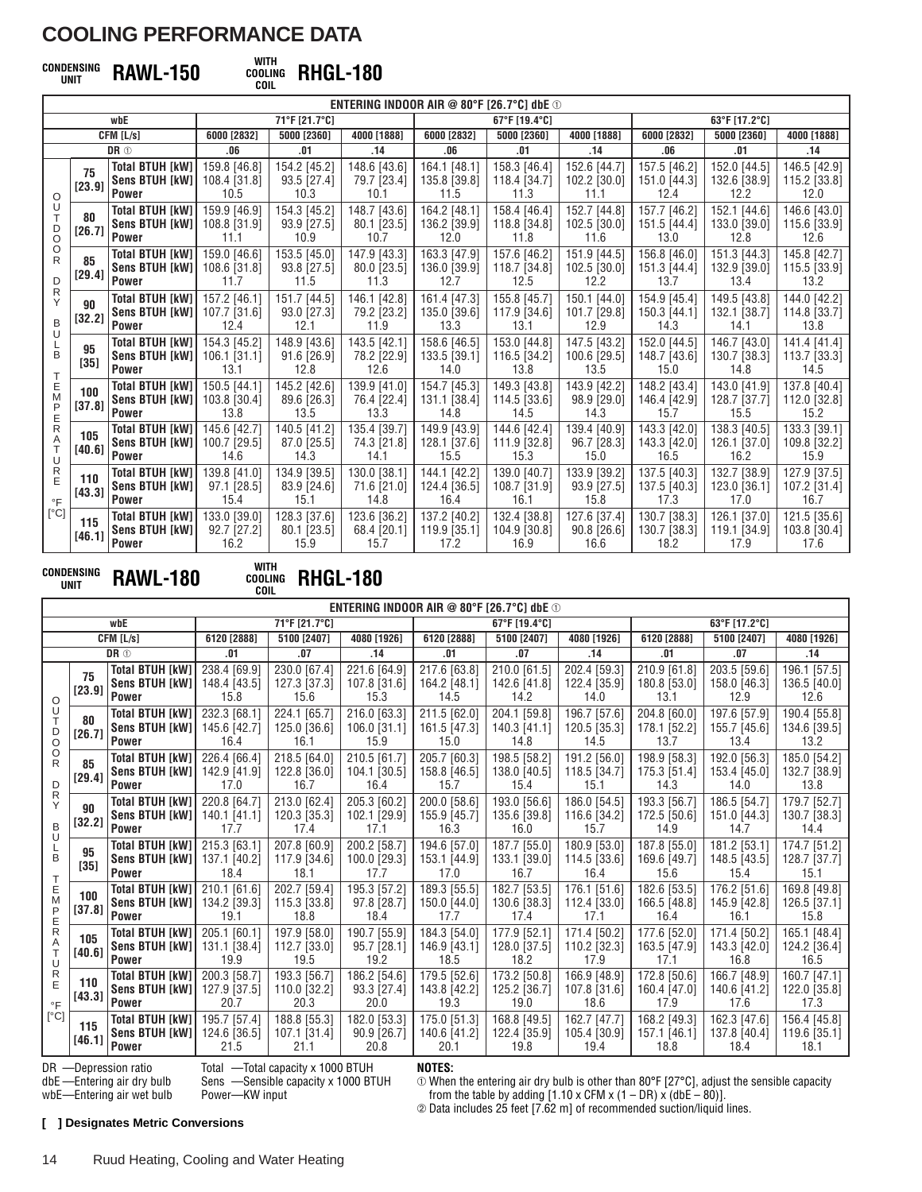# COOLING PERFORMANCE DATA

## CONDENSING UNIT RAWL-150 WITH COOLING COIL RHGL-180

| | | ENTERING INDOOR AIR @ 80°F [26.7°C] dbE ① | | | | | | | | | |
|---|---|---|---|---|---|---|---|---|---|---|---|
| wbE | | 71°F [21.7°C] | | | 67°F [19.4°C] | | | 63°F [17.2°C] | | | |
| CFM [L/s] | | 6000 [2832] | 5000 [2360] | 4000 [1888] | 6000 [2832] | 5000 [2360] | 4000 [1888] | 6000 [2832] | 5000 [2360] | 4000 [1888] |
| DR ① | | .06 | .01 | .14 | .06 | .01 | .14 | .06 | .01 | .14 |
| OUTDOOR DRY BULB TEMPERATURE °F [°C] 75 [23.9] | Total BTUH [kW] | 159.8 [46.8] | 154.2 [45.2] | 148.6 [43.6] | 164.1 [48.1] | 158.3 [46.4] | 152.6 [44.7] | 157.5 [46.2] | 152.0 [44.5] | 146.5 [42.9] |
| | Sens BTUH [kW] | 108.4 [31.8] | 93.5 [27.4] | 79.7 [23.4] | 135.8 [39.8] | 118.4 [34.7] | 102.2 [30.0] | 151.0 [44.3] | 132.6 [38.9] | 115.2 [33.8] |
| | Power | 10.5 | 10.3 | 10.1 | 11.5 | 11.3 | 11.1 | 12.4 | 12.2 | 12.0 |
| 80 [26.7] | Total BTUH [kW] | 159.9 [46.9] | 154.3 [45.2] | 148.7 [43.6] | 164.2 [48.1] | 158.4 [46.4] | 152.7 [44.8] | 157.7 [46.2] | 152.1 [44.6] | 146.6 [43.0] |
| | Sens BTUH [kW] | 108.8 [31.9] | 93.9 [27.5] | 80.1 [23.5] | 136.2 [39.9] | 118.8 [34.8] | 102.5 [30.0] | 151.5 [44.4] | 133.0 [39.0] | 115.6 [33.9] |
| | Power | 11.1 | 10.9 | 10.7 | 12.0 | 11.8 | 11.6 | 13.0 | 12.8 | 12.6 |
| 85 [29.4] | Total BTUH [kW] | 159.0 [46.6] | 153.5 [45.0] | 147.9 [43.3] | 163.3 [47.9] | 157.6 [46.2] | 151.9 [44.5] | 156.8 [46.0] | 151.3 [44.3] | 145.8 [42.7] |
| | Sens BTUH [kW] | 108.6 [31.8] | 93.8 [27.5] | 80.0 [23.5] | 136.0 [39.9] | 118.7 [34.8] | 102.5 [30.0] | 151.3 [44.4] | 132.9 [39.0] | 115.5 [33.9] |
| | Power | 11.7 | 11.5 | 11.3 | 12.7 | 12.5 | 12.2 | 13.7 | 13.4 | 13.2 |
| 90 [32.2] | Total BTUH [kW] | 157.2 [46.1] | 151.7 [44.5] | 146.1 [42.8] | 161.4 [47.3] | 155.8 [45.7] | 150.1 [44.0] | 154.9 [45.4] | 149.5 [43.8] | 144.0 [42.2] |
| | Sens BTUH [kW] | 107.7 [31.6] | 93.0 [27.3] | 79.2 [23.2] | 135.0 [39.6] | 117.9 [34.6] | 101.7 [29.8] | 150.3 [44.1] | 132.1 [38.7] | 114.8 [33.7] |
| | Power | 12.4 | 12.1 | 11.9 | 13.3 | 13.1 | 12.9 | 14.3 | 14.1 | 13.8 |
| 95 [35] | Total BTUH [kW] | 154.3 [45.2] | 148.9 [43.6] | 143.5 [42.1] | 158.6 [46.5] | 153.0 [44.8] | 147.5 [43.2] | 152.0 [44.5] | 146.7 [43.0] | 141.4 [41.4] |
| | Sens BTUH [kW] | 106.1 [31.1] | 91.6 [26.9] | 78.2 [22.9] | 133.5 [39.1] | 116.5 [34.2] | 100.6 [29.5] | 148.7 [43.6] | 130.7 [38.3] | 113.7 [33.3] |
| | Power | 13.1 | 12.8 | 12.6 | 14.0 | 13.8 | 13.5 | 15.0 | 14.8 | 14.5 |
| 100 [37.8] | Total BTUH [kW] | 150.5 [44.1] | 145.2 [42.6] | 139.9 [41.0] | 154.7 [45.3] | 149.3 [43.8] | 143.9 [42.2] | 148.2 [43.4] | 143.0 [41.9] | 137.8 [40.4] |
| | Sens BTUH [kW] | 103.8 [30.4] | 89.6 [26.3] | 76.4 [22.4] | 131.1 [38.4] | 114.5 [33.6] | 98.9 [29.0] | 146.4 [42.9] | 128.7 [37.7] | 112.0 [32.8] |
| | Power | 13.8 | 13.5 | 13.3 | 14.8 | 14.5 | 14.3 | 15.7 | 15.5 | 15.2 |
| 105 [40.6] | Total BTUH [kW] | 145.6 [42.7] | 140.5 [41.2] | 135.4 [39.7] | 149.9 [43.9] | 144.6 [42.4] | 139.4 [40.9] | 143.3 [42.0] | 138.3 [40.5] | 133.3 [39.1] |
| | Sens BTUH [kW] | 100.7 [29.5] | 87.0 [25.5] | 74.3 [21.8] | 128.1 [37.6] | 111.9 [32.8] | 96.7 [28.3] | 143.3 [42.0] | 126.1 [37.0] | 109.8 [32.2] |
| | Power | 14.6 | 14.3 | 14.1 | 15.5 | 15.3 | 15.0 | 16.5 | 16.2 | 15.9 |
| 110 [43.3] | Total BTUH [kW] | 139.8 [41.0] | 134.9 [39.5] | 130.0 [38.1] | 144.1 [42.2] | 139.0 [40.7] | 133.9 [39.2] | 137.5 [40.3] | 132.7 [38.9] | 127.9 [37.5] |
| | Sens BTUH [kW] | 97.1 [28.5] | 83.9 [24.6] | 71.6 [21.0] | 124.4 [36.5] | 108.7 [31.9] | 93.9 [27.5] | 137.5 [40.3] | 123.0 [36.1] | 107.2 [31.4] |
| | Power | 15.4 | 15.1 | 14.8 | 16.4 | 16.1 | 15.8 | 17.3 | 17.0 | 16.7 |
| 115 [46.1] | Total BTUH [kW] | 133.0 [39.0] | 128.3 [37.6] | 123.6 [36.2] | 137.2 [40.2] | 132.4 [38.8] | 127.6 [37.4] | 130.7 [38.3] | 126.1 [37.0] | 121.5 [35.6] |
| | Sens BTUH [kW] | 92.7 [27.2] | 80.1 [23.5] | 68.4 [20.1] | 119.9 [35.1] | 104.9 [30.8] | 90.8 [26.6] | 130.7 [38.3] | 119.1 [34.9] | 103.8 [30.4] |
| | Power | 16.2 | 15.9 | 15.7 | 17.2 | 16.9 | 16.6 | 18.2 | 17.9 | 17.6 |

## CONDENSING UNIT RAWL-180 WITH COOLING COIL RHGL-180

| | | ENTERING INDOOR AIR @ 80°F [26.7°C] dbE ① | | | | | | | | |
|---|---|---|---|---|---|---|---|---|---|---|
| wbE | | 71°F [21.7°C] | | | 67°F [19.4°C] | | | 63°F [17.2°C] | | |
| CFM [L/s] | | 6120 [2888] | 5100 [2407] | 4080 [1926] | 6120 [2888] | 5100 [2407] | 4080 [1926] | 6120 [2888] | 5100 [2407] | 4080 [1926] |
| DR ① | | .01 | .07 | .14 | .01 | .07 | .14 | .01 | .07 | .14 |
| OUTDOOR DRY BULB TEMPERATURE °F [°C] 75 [23.9] | Total BTUH [kW] | 238.4 [69.9] | 230.0 [67.4] | 221.6 [64.9] | 217.6 [63.8] | 210.0 [61.5] | 202.4 [59.3] | 210.9 [61.8] | 203.5 [59.6] | 196.1 [57.5] |
| | Sens BTUH [kW] | 148.4 [43.5] | 127.3 [37.3] | 107.8 [31.6] | 164.2 [48.1] | 142.6 [41.8] | 122.4 [35.9] | 180.8 [53.0] | 158.0 [46.3] | 136.5 [40.0] |
| | Power | 15.8 | 15.6 | 15.3 | 14.5 | 14.2 | 14.0 | 13.1 | 12.9 | 12.6 |
| 80 [26.7] | Total BTUH [kW] | 232.3 [68.1] | 224.1 [65.7] | 216.0 [63.3] | 211.5 [62.0] | 204.1 [59.8] | 196.7 [57.6] | 204.8 [60.0] | 197.6 [57.9] | 190.4 [55.8] |
| | Sens BTUH [kW] | 145.6 [42.7] | 125.0 [36.6] | 106.0 [31.1] | 161.5 [47.3] | 140.3 [41.1] | 120.5 [35.3] | 178.1 [52.2] | 155.7 [45.6] | 134.6 [39.5] |
| | Power | 16.4 | 16.1 | 15.9 | 15.0 | 14.8 | 14.5 | 13.7 | 13.4 | 13.2 |
| 85 [29.4] | Total BTUH [kW] | 226.4 [66.4] | 218.5 [64.0] | 210.5 [61.7] | 205.7 [60.3] | 198.5 [58.2] | 191.2 [56.0] | 198.9 [58.3] | 192.0 [56.3] | 185.0 [54.2] |
| | Sens BTUH [kW] | 142.9 [41.9] | 122.8 [36.0] | 104.1 [30.5] | 158.8 [46.5] | 138.0 [40.5] | 118.5 [34.7] | 175.3 [51.4] | 153.4 [45.0] | 132.7 [38.9] |
| | Power | 17.0 | 16.7 | 16.4 | 15.7 | 15.4 | 15.1 | 14.3 | 14.0 | 13.8 |
| 90 [32.2] | Total BTUH [kW] | 220.8 [64.7] | 213.0 [62.4] | 205.3 [60.2] | 200.0 [58.6] | 193.0 [56.6] | 186.0 [54.5] | 193.3 [56.7] | 186.5 [54.7] | 179.7 [52.7] |
| | Sens BTUH [kW] | 140.1 [41.1] | 120.3 [35.3] | 102.1 [29.9] | 155.9 [45.7] | 135.6 [39.8] | 116.6 [34.2] | 172.5 [50.6] | 151.0 [44.3] | 130.7 [38.3] |
| | Power | 17.7 | 17.4 | 17.1 | 16.3 | 16.0 | 15.7 | 14.9 | 14.7 | 14.4 |
| 95 [35] | Total BTUH [kW] | 215.3 [63.1] | 207.8 [60.9] | 200.2 [58.7] | 194.6 [57.0] | 187.7 [55.0] | 180.9 [53.0] | 187.8 [55.0] | 181.2 [53.1] | 174.7 [51.2] |
| | Sens BTUH [kW] | 137.1 [40.2] | 117.9 [34.6] | 100.0 [29.3] | 153.1 [44.9] | 133.1 [39.0] | 114.5 [33.6] | 169.6 [49.7] | 148.5 [43.5] | 128.7 [37.7] |
| | Power | 18.4 | 18.1 | 17.7 | 17.0 | 16.7 | 16.4 | 15.6 | 15.4 | 15.1 |
| 100 [37.8] | Total BTUH [kW] | 210.1 [61.6] | 202.7 [59.4] | 195.3 [57.2] | 189.3 [55.5] | 182.7 [53.5] | 176.1 [51.6] | 182.6 [53.5] | 176.2 [51.6] | 169.8 [49.8] |
| | Sens BTUH [kW] | 134.2 [39.3] | 115.3 [33.8] | 97.8 [28.7] | 150.0 [44.0] | 130.6 [38.3] | 112.4 [33.0] | 166.5 [48.8] | 145.9 [42.8] | 126.5 [37.1] |
| | Power | 19.1 | 18.8 | 18.4 | 17.7 | 17.4 | 17.1 | 16.4 | 16.1 | 15.8 |
| 105 [40.6] | Total BTUH [kW] | 205.1 [60.1] | 197.9 [58.0] | 190.7 [55.9] | 184.3 [54.0] | 177.9 [52.1] | 171.4 [50.2] | 177.6 [52.0] | 171.4 [50.2] | 165.1 [48.4] |
| | Sens BTUH [kW] | 131.1 [38.4] | 112.7 [33.0] | 95.7 [28.1] | 146.9 [43.1] | 128.0 [37.5] | 110.2 [32.3] | 163.5 [47.9] | 143.3 [42.0] | 124.2 [36.4] |
| | Power | 19.9 | 19.5 | 19.2 | 18.5 | 18.2 | 17.9 | 17.1 | 16.8 | 16.5 |
| 110 [43.3] | Total BTUH [kW] | 200.3 [58.7] | 193.3 [56.7] | 186.2 [54.6] | 179.5 [52.6] | 173.2 [50.8] | 166.9 [48.9] | 172.8 [50.6] | 166.7 [48.9] | 160.7 [47.1] |
| | Sens BTUH [kW] | 127.9 [37.5] | 110.0 [32.2] | 93.3 [27.4] | 143.8 [42.2] | 125.2 [36.7] | 107.8 [31.6] | 160.4 [47.0] | 140.6 [41.2] | 122.0 [35.8] |
| | Power | 20.7 | 20.3 | 20.0 | 19.3 | 19.0 | 18.6 | 17.9 | 17.6 | 17.3 |
| 115 [46.1] | Total BTUH [kW] | 195.7 [57.4] | 188.8 [55.3] | 182.0 [53.3] | 175.0 [51.3] | 168.8 [49.5] | 162.7 [47.7] | 168.2 [49.3] | 162.3 [47.6] | 156.4 [45.8] |
| | Sens BTUH [kW] | 124.6 [36.5] | 107.1 [31.4] | 90.9 [26.7] | 140.6 [41.2] | 122.4 [35.9] | 105.4 [30.9] | 157.1 [46.1] | 137.8 [40.4] | 119.6 [35.1] |
| | Power | 21.5 | 21.1 | 20.8 | 20.1 | 19.8 | 19.4 | 18.8 | 18.4 | 18.1 |

DR —Depression ratio
dbE —Entering air dry bulb
wbE—Entering air wet bulb

Total —Total capacity x 1000 BTUH
Sens —Sensible capacity x 1000 BTUH
Power—KW input

**NOTES:**

① When the entering air dry bulb is other than 80°F [27°C], adjust the sensible capacity from the table by adding [1.10 x CFM x (1 – DR) x (dbE – 80)].

② Data includes 25 feet [7.62 m] of recommended suction/liquid lines.

**[ ] Designates Metric Conversions**

Ruud Heating, Cooling and Water Heating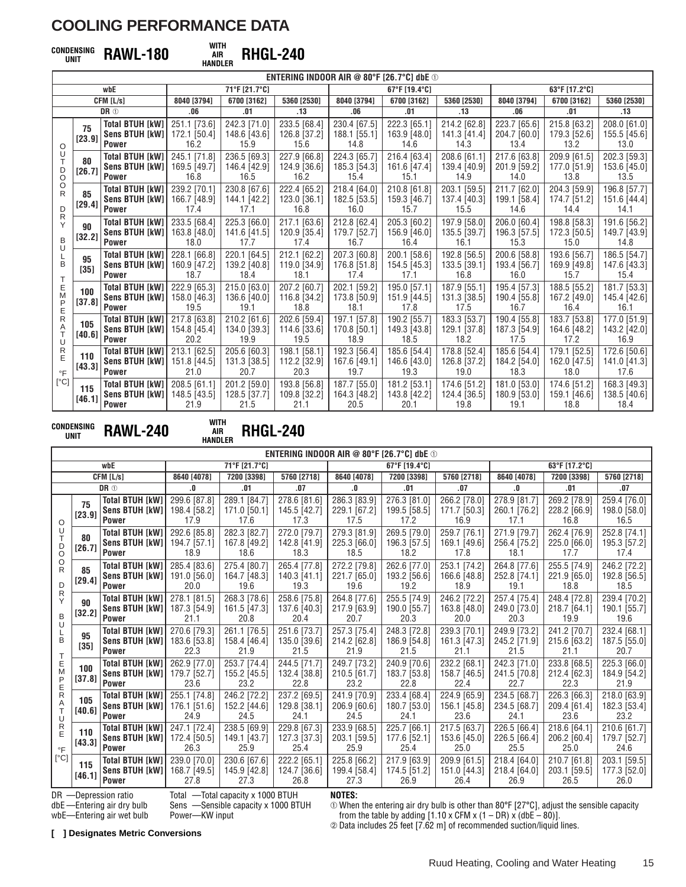# COOLING PERFORMANCE DATA

**CONDENSING UNIT RAWL-180 WITH AIR HANDLER RHGL-240**

| ENTERING INDOOR AIR @ 80°F [26.7°C] dbE ① | | | | | | | | | | |
|---|---|---|---|---|---|---|---|---|---|---|
| wbE | | 71°F [21.7°C] | | | 67°F [19.4°C] | | | 63°F [17.2°C] | | |
| CFM [L/s] | | 8040 [3794] | 6700 [3162] | 5360 [2530] | 8040 [3794] | 6700 [3162] | 5360 [2530] | 8040 [3794] | 6700 [3162] | 5360 [2530] |
| DR ① | | .06 | .01 | .13 | .06 | .01 | .13 | .06 | .01 | .13 |
| **OUTDOOR DRY BULB TEMPERATURE °F [°C]** | | | | | | | | | | |
| 75 [23.9] | Total BTUH [kW] | 251.1 [73.6] | 242.3 [71.0] | 233.5 [68.4] | 230.4 [67.5] | 222.3 [65.1] | 214.2 [62.8] | 223.7 [65.6] | 215.8 [63.2] | 208.0 [61.0] |
| | Sens BTUH [kW] | 172.1 [50.4] | 148.6 [43.6] | 126.8 [37.2] | 188.1 [55.1] | 163.9 [48.0] | 141.3 [41.4] | 204.7 [60.0] | 179.3 [52.6] | 155.5 [45.6] |
| | Power | 16.2 | 15.9 | 15.6 | 14.8 | 14.6 | 14.3 | 13.4 | 13.2 | 13.0 |
| 80 [26.7] | Total BTUH [kW] | 245.1 [71.8] | 236.5 [69.3] | 227.9 [66.8] | 224.3 [65.7] | 216.4 [63.4] | 208.6 [61.1] | 217.6 [63.8] | 209.9 [61.5] | 202.3 [59.3] |
| | Sens BTUH [kW] | 169.5 [49.7] | 146.4 [42.9] | 124.9 [36.6] | 185.3 [54.3] | 161.6 [47.4] | 139.4 [40.9] | 201.9 [59.2] | 177.0 [51.9] | 153.6 [45.0] |
| | Power | 16.8 | 16.5 | 16.2 | 15.4 | 15.1 | 14.9 | 14.0 | 13.8 | 13.5 |
| 85 [29.4] | Total BTUH [kW] | 239.2 [70.1] | 230.8 [67.6] | 222.4 [65.2] | 218.4 [64.0] | 210.8 [61.8] | 203.1 [59.5] | 211.7 [62.0] | 204.3 [59.9] | 196.8 [57.7] |
| | Sens BTUH [kW] | 166.7 [48.9] | 144.1 [42.2] | 123.0 [36.1] | 182.5 [53.5] | 159.3 [46.7] | 137.4 [40.3] | 199.1 [58.4] | 174.7 [51.2] | 151.6 [44.4] |
| | Power | 17.4 | 17.1 | 16.8 | 16.0 | 15.7 | 15.5 | 14.6 | 14.4 | 14.1 |
| 90 [32.2] | Total BTUH [kW] | 233.5 [68.4] | 225.3 [66.0] | 217.1 [63.6] | 212.8 [62.4] | 205.3 [60.2] | 197.9 [58.0] | 206.0 [60.4] | 198.8 [58.3] | 191.6 [56.2] |
| | Sens BTUH [kW] | 163.8 [48.0] | 141.6 [41.5] | 120.9 [35.4] | 179.7 [52.7] | 156.9 [46.0] | 135.5 [39.7] | 196.3 [57.5] | 172.3 [50.5] | 149.7 [43.9] |
| | Power | 18.0 | 17.7 | 17.4 | 16.7 | 16.4 | 16.1 | 15.3 | 15.0 | 14.8 |
| 95 [35] | Total BTUH [kW] | 228.1 [66.8] | 220.1 [64.5] | 212.1 [62.2] | 207.3 [60.8] | 200.1 [58.6] | 192.8 [56.5] | 200.6 [58.8] | 193.6 [56.7] | 186.5 [54.7] |
| | Sens BTUH [kW] | 160.9 [47.2] | 139.2 [40.8] | 119.0 [34.9] | 176.8 [51.8] | 154.5 [45.3] | 133.5 [39.1] | 193.4 [56.7] | 169.9 [49.8] | 147.6 [43.3] |
| | Power | 18.7 | 18.4 | 18.1 | 17.4 | 17.1 | 16.8 | 16.0 | 15.7 | 15.4 |
| 100 [37.8] | Total BTUH [kW] | 222.9 [65.3] | 215.0 [63.0] | 207.2 [60.7] | 202.1 [59.2] | 195.0 [57.1] | 187.9 [55.1] | 195.4 [57.3] | 188.5 [55.2] | 181.7 [53.3] |
| | Sens BTUH [kW] | 158.0 [46.3] | 136.6 [40.0] | 116.8 [34.2] | 173.8 [50.9] | 151.9 [44.5] | 131.3 [38.5] | 190.4 [55.8] | 167.2 [49.0] | 145.4 [42.6] |
| | Power | 19.5 | 19.1 | 18.8 | 18.1 | 17.8 | 17.5 | 16.7 | 16.4 | 16.1 |
| 105 [40.6] | Total BTUH [kW] | 217.8 [63.8] | 210.2 [61.6] | 202.6 [59.4] | 197.1 [57.8] | 190.2 [55.7] | 183.3 [53.7] | 190.4 [55.8] | 183.7 [53.8] | 177.0 [51.9] |
| | Sens BTUH [kW] | 154.8 [45.4] | 134.0 [39.3] | 114.6 [33.6] | 170.8 [50.1] | 149.3 [43.8] | 129.1 [37.8] | 187.3 [54.9] | 164.6 [48.2] | 143.2 [42.0] |
| | Power | 20.2 | 19.9 | 19.5 | 18.9 | 18.5 | 18.2 | 17.5 | 17.2 | 16.9 |
| 110 [43.3] | Total BTUH [kW] | 213.1 [62.5] | 205.6 [60.3] | 198.1 [58.1] | 192.3 [56.4] | 185.6 [54.4] | 178.8 [52.4] | 185.6 [54.4] | 179.1 [52.5] | 172.6 [50.6] |
| | Sens BTUH [kW] | 151.8 [44.5] | 131.3 [38.5] | 112.2 [32.9] | 167.6 [49.1] | 146.6 [43.0] | 126.8 [37.2] | 184.2 [54.0] | 162.0 [47.5] | 141.0 [41.3] |
| | Power | 21.0 | 20.7 | 20.3 | 19.7 | 19.3 | 19.0 | 18.3 | 18.0 | 17.6 |
| 115 [46.1] | Total BTUH [kW] | 208.5 [61.1] | 201.2 [59.0] | 193.8 [56.8] | 187.7 [55.0] | 181.2 [53.1] | 174.6 [51.2] | 181.0 [53.0] | 174.6 [51.2] | 168.3 [49.3] |
| | Sens BTUH [kW] | 148.5 [43.5] | 128.5 [37.7] | 109.8 [32.2] | 164.3 [48.2] | 143.8 [42.2] | 124.4 [36.5] | 180.9 [53.0] | 159.1 [46.6] | 138.5 [40.6] |
| | Power | 21.9 | 21.5 | 21.1 | 20.5 | 20.1 | 19.8 | 19.1 | 18.8 | 18.4 |

**CONDENSING UNIT RAWL-240 WITH AIR HANDLER RHGL-240**

| ENTERING INDOOR AIR @ 80°F [26.7°C] dbE ① | | | | | | | | | | |
|---|---|---|---|---|---|---|---|---|---|---|
| wbE | | 71°F [21.7°C] | | | 67°F [19.4°C] | | | 63°F [17.2°C] | | |
| CFM [L/s] | | 8640 [4078] | 7200 [3398] | 5760 [2718] | 8640 [4078] | 7200 [3398] | 5760 [2718] | 8640 [4078] | 7200 [3398] | 5760 [2718] |
| DR ① | | .0 | .01 | .07 | .0 | .01 | .07 | .0 | .01 | .07 |
| **OUTDOOR DRY BULB TEMPERATURE °F [°C]** | | | | | | | | | | |
| 75 [23.9] | Total BTUH [kW] | 299.6 [87.8] | 289.1 [84.7] | 278.6 [81.6] | 286.3 [83.9] | 276.3 [81.0] | 266.2 [78.0] | 278.9 [81.7] | 269.2 [78.9] | 259.4 [76.0] |
| | Sens BTUH [kW] | 198.4 [58.2] | 171.0 [50.1] | 145.5 [42.7] | 229.1 [67.2] | 199.5 [58.5] | 171.7 [50.3] | 260.1 [76.2] | 228.2 [66.9] | 198.0 [58.0] |
| | Power | 17.9 | 17.6 | 17.3 | 17.5 | 17.2 | 16.9 | 17.1 | 16.8 | 16.5 |
| 80 [26.7] | Total BTUH [kW] | 292.6 [85.8] | 282.3 [82.7] | 272.0 [79.7] | 279.3 [81.9] | 269.5 [79.0] | 259.7 [76.1] | 271.9 [79.7] | 262.4 [76.9] | 252.8 [74.1] |
| | Sens BTUH [kW] | 194.7 [57.1] | 167.8 [49.2] | 142.8 [41.9] | 225.3 [66.0] | 196.3 [57.5] | 169.1 [49.6] | 256.4 [75.2] | 225.0 [66.0] | 195.3 [57.2] |
| | Power | 18.9 | 18.6 | 18.3 | 18.5 | 18.2 | 17.8 | 18.1 | 17.7 | 17.4 |
| 85 [29.4] | Total BTUH [kW] | 285.4 [83.6] | 275.4 [80.7] | 265.4 [77.8] | 272.2 [79.8] | 262.6 [77.0] | 253.1 [74.2] | 264.8 [77.6] | 255.5 [74.9] | 246.2 [72.2] |
| | Sens BTUH [kW] | 191.0 [56.0] | 164.7 [48.3] | 140.3 [41.1] | 221.7 [65.0] | 193.2 [56.6] | 166.6 [48.8] | 252.8 [74.1] | 221.9 [65.0] | 192.8 [56.5] |
| | Power | 20.0 | 19.6 | 19.3 | 19.6 | 19.2 | 18.9 | 19.1 | 18.8 | 18.5 |
| 90 [32.2] | Total BTUH [kW] | 278.1 [81.5] | 268.3 [78.6] | 258.6 [75.8] | 264.8 [77.6] | 255.5 [74.9] | 246.2 [72.2] | 257.4 [75.4] | 248.4 [72.8] | 239.4 [70.2] |
| | Sens BTUH [kW] | 187.3 [54.9] | 161.5 [47.3] | 137.6 [40.3] | 217.9 [63.9] | 190.0 [55.7] | 163.8 [48.0] | 249.0 [73.0] | 218.7 [64.1] | 190.1 [55.7] |
| | Power | 21.1 | 20.8 | 20.4 | 20.7 | 20.3 | 20.0 | 20.3 | 19.9 | 19.6 |
| 95 [35] | Total BTUH [kW] | 270.6 [79.3] | 261.1 [76.5] | 251.6 [73.7] | 257.3 [75.4] | 248.3 [72.8] | 239.3 [70.1] | 249.9 [73.2] | 241.2 [70.7] | 232.4 [68.1] |
| | Sens BTUH [kW] | 183.6 [53.8] | 158.4 [46.4] | 135.0 [39.6] | 214.2 [62.8] | 186.9 [54.8] | 161.3 [47.3] | 245.2 [71.9] | 215.6 [63.2] | 187.5 [55.0] |
| | Power | 22.3 | 21.9 | 21.5 | 21.9 | 21.5 | 21.1 | 21.5 | 21.1 | 20.7 |
| 100 [37.8] | Total BTUH [kW] | 262.9 [77.0] | 253.7 [74.4] | 244.5 [71.7] | 249.7 [73.2] | 240.9 [70.6] | 232.2 [68.1] | 242.3 [71.0] | 233.8 [68.5] | 225.3 [66.0] |
| | Sens BTUH [kW] | 179.7 [52.7] | 155.2 [45.5] | 132.4 [38.8] | 210.5 [61.7] | 183.7 [53.8] | 158.7 [46.5] | 241.5 [70.8] | 212.4 [62.3] | 184.9 [54.2] |
| | Power | 23.6 | 23.2 | 22.8 | 23.2 | 22.8 | 22.4 | 22.7 | 22.3 | 21.9 |
| 105 [40.6] | Total BTUH [kW] | 255.1 [74.8] | 246.2 [72.2] | 237.2 [69.5] | 241.9 [70.9] | 233.4 [68.4] | 224.9 [65.9] | 234.5 [68.7] | 226.3 [66.3] | 218.0 [63.9] |
| | Sens BTUH [kW] | 176.1 [51.6] | 152.2 [44.6] | 129.8 [38.1] | 206.9 [60.6] | 180.7 [53.0] | 156.1 [45.8] | 234.5 [68.7] | 209.4 [61.4] | 182.3 [53.4] |
| | Power | 24.9 | 24.5 | 24.1 | 24.5 | 24.1 | 23.6 | 24.1 | 23.6 | 23.2 |
| 110 [43.3] | Total BTUH [kW] | 247.1 [72.4] | 238.5 [69.9] | 229.8 [67.3] | 233.9 [68.5] | 225.7 [66.1] | 217.5 [63.7] | 226.5 [66.4] | 218.6 [64.1] | 210.6 [61.7] |
| | Sens BTUH [kW] | 172.4 [50.5] | 149.1 [43.7] | 127.3 [37.3] | 203.1 [59.5] | 177.6 [52.1] | 153.6 [45.0] | 226.5 [66.4] | 206.2 [60.4] | 179.7 [52.7] |
| | Power | 26.3 | 25.9 | 25.4 | 25.9 | 25.4 | 25.0 | 25.5 | 25.0 | 24.6 |
| 115 [46.1] | Total BTUH [kW] | 239.0 [70.0] | 230.6 [67.6] | 222.2 [65.1] | 225.8 [66.2] | 217.9 [63.9] | 209.9 [61.5] | 218.4 [64.0] | 210.7 [61.8] | 203.1 [59.5] |
| | Sens BTUH [kW] | 168.7 [49.5] | 145.9 [42.8] | 124.7 [36.6] | 199.4 [58.4] | 174.5 [51.2] | 151.0 [44.3] | 218.4 [64.0] | 203.1 [59.5] | 177.3 [52.0] |
| | Power | 27.8 | 27.3 | 26.8 | 27.3 | 26.9 | 26.4 | 26.9 | 26.5 | 26.0 |

DR —Depression ratio
dbE—Entering air dry bulb
wbE—Entering air wet bulb

Total —Total capacity x 1000 BTUH
Sens —Sensible capacity x 1000 BTUH
Power—KW input

**NOTES:**
① When the entering air dry bulb is other than 80°F [27°C], adjust the sensible capacity from the table by adding [1.10 x CFM x (1 – DR) x (dbE – 80)].
② Data includes 25 feet [7.62 m] of recommended suction/liquid lines.

**[ ] Designates Metric Conversions**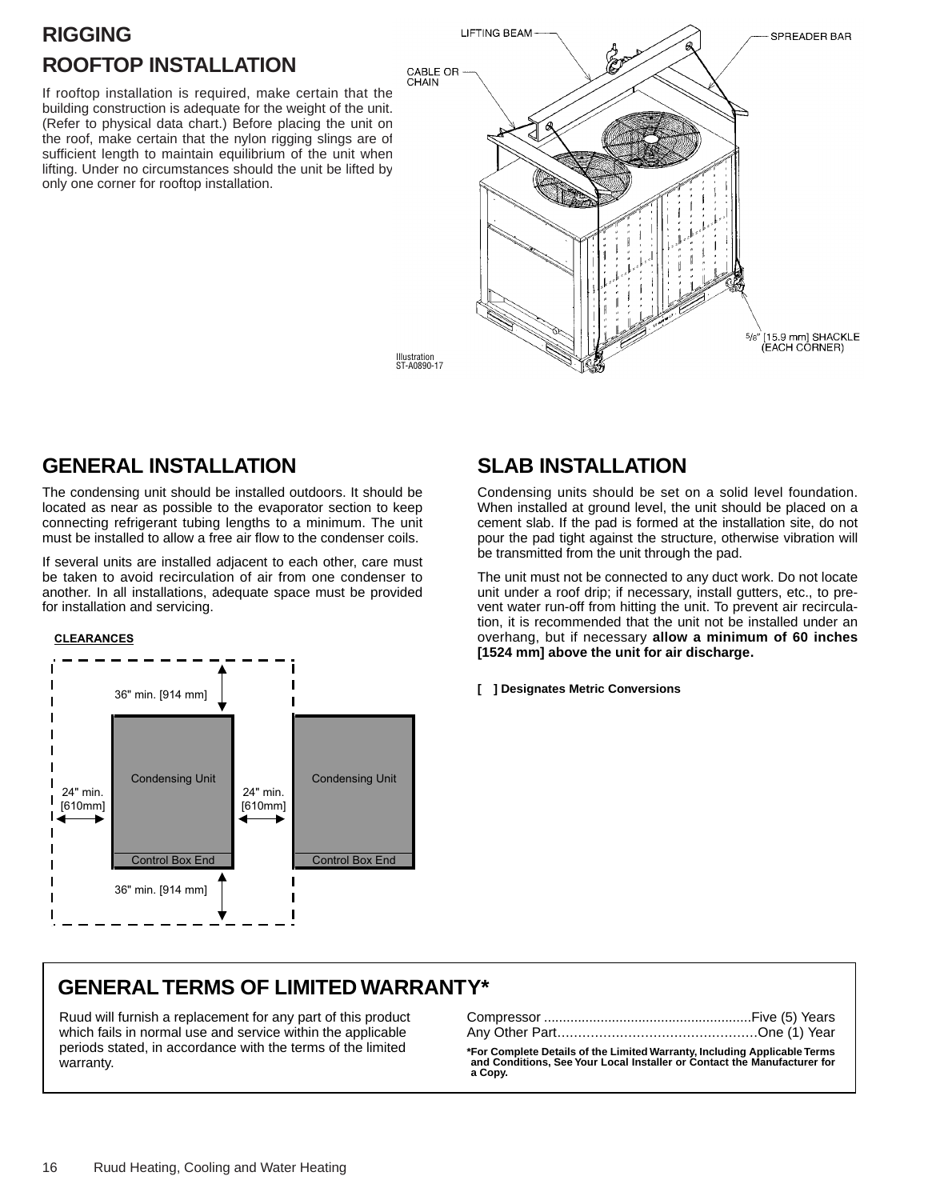# RIGGING

## ROOFTOP INSTALLATION

If rooftop installation is required, make certain that the building construction is adequate for the weight of the unit. (Refer to physical data chart.) Before placing the unit on the roof, make certain that the nylon rigging slings are of sufficient length to maintain equilibrium of the unit when lifting. Under no circumstances should the unit be lifted by only one corner for rooftop installation.

LIFTING BEAM
SPREADER BAR
CABLE OR CHAIN
5/8" [15.9 mm] SHACKLE (EACH CORNER)

Illustration ST-A0890-17

## GENERAL INSTALLATION

The condensing unit should be installed outdoors. It should be located as near as possible to the evaporator section to keep connecting refrigerant tubing lengths to a minimum. The unit must be installed to allow a free air flow to the condenser coils.

If several units are installed adjacent to each other, care must be taken to avoid recirculation of air from one condenser to another. In all installations, adequate space must be provided for installation and servicing.

**CLEARANCES**

36" min. [914 mm]
24" min. [610mm]
Condensing Unit
Control Box End
24" min. [610mm]
Condensing Unit
Control Box End
36" min. [914 mm]

## SLAB INSTALLATION

Condensing units should be set on a solid level foundation. When installed at ground level, the unit should be placed on a cement slab. If the pad is formed at the installation site, do not pour the pad tight against the structure, otherwise vibration will be transmitted from the unit through the pad.

The unit must not be connected to any duct work. Do not locate unit under a roof drip; if necessary, install gutters, etc., to prevent water run-off from hitting the unit. To prevent air recirculation, it is recommended that the unit not be installed under an overhang, but if necessary **allow a minimum of 60 inches [1524 mm] above the unit for air discharge.**

**[ ] Designates Metric Conversions**

## GENERAL TERMS OF LIMITED WARRANTY*

Ruud will furnish a replacement for any part of this product which fails in normal use and service within the applicable periods stated, in accordance with the terms of the limited warranty.

Compressor ........................................................Five (5) Years
Any Other Part.................................................One (1) Year

**\*For Complete Details of the Limited Warranty, Including Applicable Terms and Conditions, See Your Local Installer or Contact the Manufacturer for a Copy.**

Ruud Heating, Cooling and Water Heating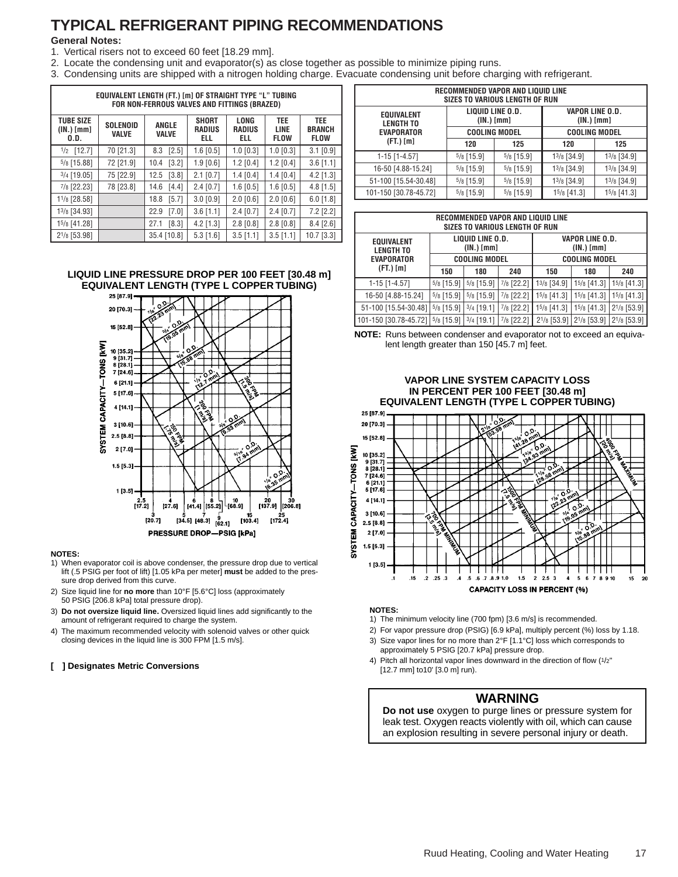# TYPICAL REFRIGERANT PIPING RECOMMENDATIONS

**General Notes:**

1. Vertical risers not to exceed 60 feet [18.29 mm].
2. Locate the condensing unit and evaporator(s) as close together as possible to minimize piping runs.
3. Condensing units are shipped with a nitrogen holding charge. Evacuate condensing unit before charging with refrigerant.

**EQUIVALENT LENGTH (FT.) [m] OF STRAIGHT TYPE "L" TUBING FOR NON-FERROUS VALVES AND FITTINGS (BRAZED)**

| TUBE SIZE (IN.) [mm] O.D. | SOLENOID VALVE | ANGLE VALVE | SHORT RADIUS ELL | LONG RADIUS ELL | TEE LINE FLOW | TEE BRANCH FLOW |
|---|---|---|---|---|---|---|
| 1/2 [12.7] | 70 [21.3] | 8.3 [2.5] | 1.6 [0.5] | 1.0 [0.3] | 1.0 [0.3] | 3.1 [0.9] |
| 5/8 [15.88] | 72 [21.9] | 10.4 [3.2] | 1.9 [0.6] | 1.2 [0.4] | 1.2 [0.4] | 3.6 [1.1] |
| 3/4 [19.05] | 75 [22.9] | 12.5 [3.8] | 2.1 [0.7] | 1.4 [0.4] | 1.4 [0.4] | 4.2 [1.3] |
| 7/8 [22.23] | 78 [23.8] | 14.6 [4.4] | 2.4 [0.7] | 1.6 [0.5] | 1.6 [0.5] | 4.8 [1.5] |
| 1 1/8 [28.58] | | 18.8 [5.7] | 3.0 [0.9] | 2.0 [0.6] | 2.0 [0.6] | 6.0 [1.8] |
| 1 3/8 [34.93] | | 22.9 [7.0] | 3.6 [1.1] | 2.4 [0.7] | 2.4 [0.7] | 7.2 [2.2] |
| 1 5/8 [41.28] | | 27.1 [8.3] | 4.2 [1.3] | 2.8 [0.8] | 2.8 [0.8] | 8.4 [2.6] |
| 2 1/8 [53.98] | | 35.4 [10.8] | 5.3 [1.6] | 3.5 [1.1] | 3.5 [1.1] | 10.7 [3.3] |

**LIQUID LINE PRESSURE DROP PER 100 FEET [30.48 m] EQUIVALENT LENGTH (TYPE L COPPER TUBING)**

**NOTES:**

1) When evaporator coil is above condenser, the pressure drop due to vertical lift (.5 PSIG per foot of lift) [1.05 kPa per meter] **must** be added to the pressure drop derived from this curve.
2) Size liquid line for **no more** than 10°F [5.6°C] loss (approximately 50 PSIG [206.8 kPa] total pressure drop).
3) **Do not oversize liquid line.** Oversized liquid lines add significantly to the amount of refrigerant required to charge the system.
4) The maximum recommended velocity with solenoid valves or other quick closing devices in the liquid line is 300 FPM [1.5 m/s].

**[ ] Designates Metric Conversions**

**RECOMMENDED VAPOR AND LIQUID LINE SIZES TO VARIOUS LENGTH OF RUN**

| EQUIVALENT LENGTH TO EVAPORATOR (FT.) [m] | LIQUID LINE O.D. (IN.) [mm] COOLING MODEL 120 | 125 | VAPOR LINE O.D. (IN.) [mm] COOLING MODEL 120 | 125 |
|---|---|---|---|---|
| 1-15 [1-4.57] | 5/8 [15.9] | 5/8 [15.9] | 1 3/8 [34.9] | 1 3/8 [34.9] |
| 16-50 [4.88-15.24] | 5/8 [15.9] | 5/8 [15.9] | 1 3/8 [34.9] | 1 3/8 [34.9] |
| 51-100 [15.54-30.48] | 5/8 [15.9] | 5/8 [15.9] | 1 3/8 [34.9] | 1 3/8 [34.9] |
| 101-150 [30.78-45.72] | 5/8 [15.9] | 5/8 [15.9] | 1 5/8 [41.3] | 1 5/8 [41.3] |

**RECOMMENDED VAPOR AND LIQUID LINE SIZES TO VARIOUS LENGTH OF RUN**

| EQUIVALENT LENGTH TO EVAPORATOR (FT.) [m] | LIQUID LINE O.D. (IN.) [mm] COOLING MODEL 150 | 180 | 240 | VAPOR LINE O.D. (IN.) [mm] COOLING MODEL 150 | 180 | 240 |
|---|---|---|---|---|---|---|
| 1-15 [1-4.57] | 5/8 [15.9] | 5/8 [15.9] | 7/8 [22.2] | 1 3/8 [34.9] | 1 5/8 [41.3] | 1 5/8 [41.3] |
| 16-50 [4.88-15.24] | 5/8 [15.9] | 5/8 [15.9] | 7/8 [22.2] | 1 5/8 [41.3] | 1 5/8 [41.3] | 1 5/8 [41.3] |
| 51-100 [15.54-30.48] | 5/8 [15.9] | 3/4 [19.1] | 7/8 [22.2] | 1 5/8 [41.3] | 1 5/8 [41.3] | 2 1/8 [53.9] |
| 101-150 [30.78-45.72] | 5/8 [15.9] | 3/4 [19.1] | 7/8 [22.2] | 2 1/8 [53.9] | 2 1/8 [53.9] | 2 1/8 [53.9] |

**NOTE:** Runs between condenser and evaporator not to exceed an equivalent length greater than 150 [45.7 m] feet.

**VAPOR LINE SYSTEM CAPACITY LOSS IN PERCENT PER 100 FEET [30.48 m] EQUIVALENT LENGTH (TYPE L COPPER TUBING)**

**NOTES:**

1) The minimum velocity line (700 fpm) [3.6 m/s] is recommended.
2) For vapor pressure drop (PSIG) [6.9 kPa], multiply percent (%) loss by 1.18.
3) Size vapor lines for no more than 2°F [1.1°C] loss which corresponds to approximately 5 PSIG [20.7 kPa] pressure drop.
4) Pitch all horizontal vapor lines downward in the direction of flow (1/2" [12.7 mm] to10' [3.0 m] run).

## WARNING

**Do not use** oxygen to purge lines or pressure system for leak test. Oxygen reacts violently with oil, which can cause an explosion resulting in severe personal injury or death.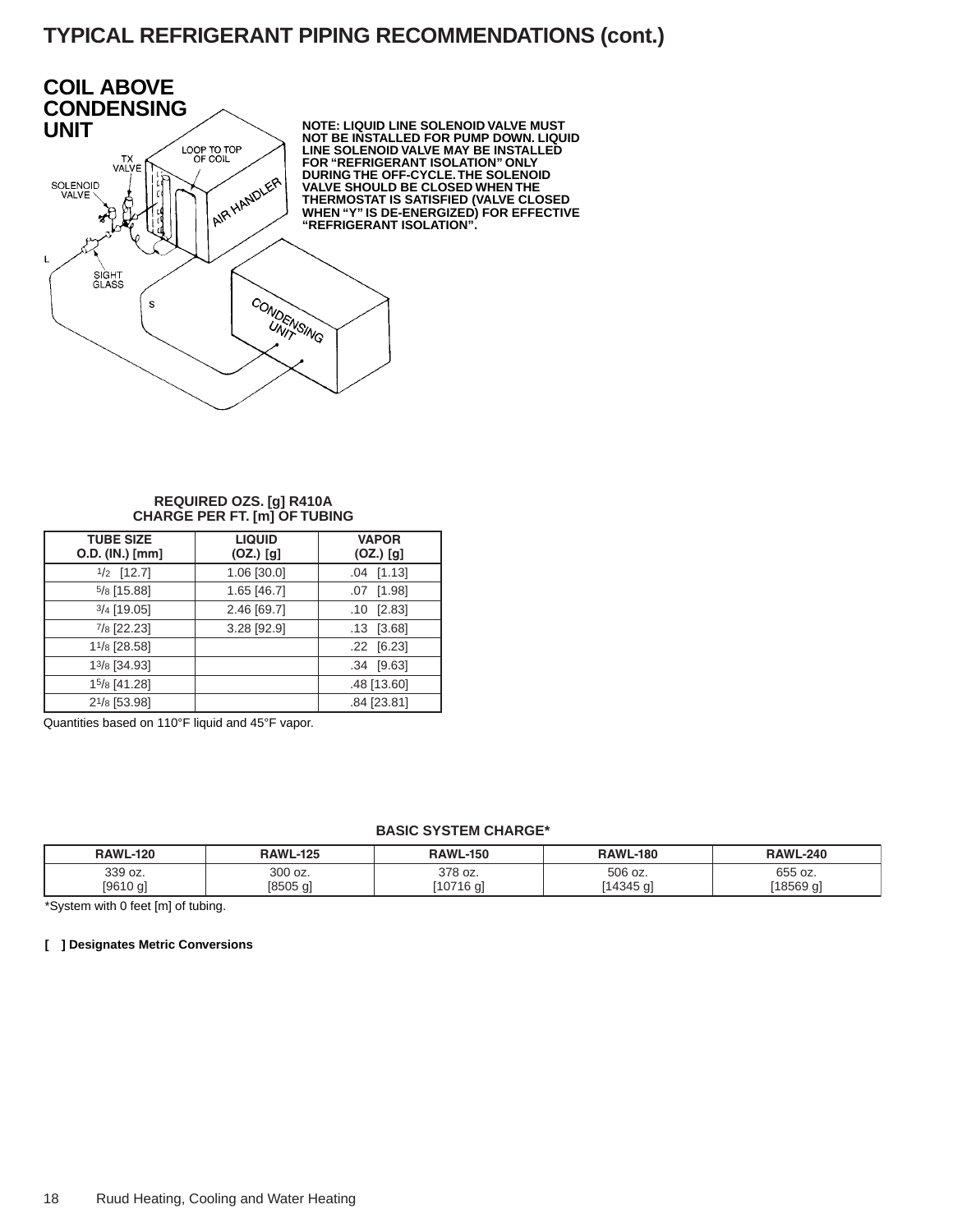# TYPICAL REFRIGERANT PIPING RECOMMENDATIONS (cont.)

## COIL ABOVE CONDENSING UNIT

TX VALVE

LOOP TO TOP OF COIL

SOLENOID VALVE

AIR HANDLER

L

SIGHT GLASS

S

CONDENSING UNIT

**NOTE: LIQUID LINE SOLENOID VALVE MUST NOT BE INSTALLED FOR PUMP DOWN. LIQUID LINE SOLENOID VALVE MAY BE INSTALLED FOR "REFRIGERANT ISOLATION" ONLY DURING THE OFF-CYCLE. THE SOLENOID VALVE SHOULD BE CLOSED WHEN THE THERMOSTAT IS SATISFIED (VALVE CLOSED WHEN "Y" IS DE-ENERGIZED) FOR EFFECTIVE "REFRIGERANT ISOLATION".**

**REQUIRED OZS. [g] R410A CHARGE PER FT. [m] OF TUBING**

| TUBE SIZE O.D. (IN.) [mm] | LIQUID (OZ.) [g] | VAPOR (OZ.) [g] |
|---|---|---|
| 1/2 [12.7] | 1.06 [30.0] | .04 [1.13] |
| 5/8 [15.88] | 1.65 [46.7] | .07 [1.98] |
| 3/4 [19.05] | 2.46 [69.7] | .10 [2.83] |
| 7/8 [22.23] | 3.28 [92.9] | .13 [3.68] |
| 1 1/8 [28.58] | | .22 [6.23] |
| 1 3/8 [34.93] | | .34 [9.63] |
| 1 5/8 [41.28] | | .48 [13.60] |
| 2 1/8 [53.98] | | .84 [23.81] |

Quantities based on 110°F liquid and 45°F vapor.

**BASIC SYSTEM CHARGE***

| RAWL-120 | RAWL-125 | RAWL-150 | RAWL-180 | RAWL-240 |
|---|---|---|---|---|
| 339 oz. [9610 g] | 300 oz. [8505 g] | 378 oz. [10716 g] | 506 oz. [14345 g] | 655 oz. [18569 g] |

*System with 0 feet [m] of tubing.

**[ ] Designates Metric Conversions**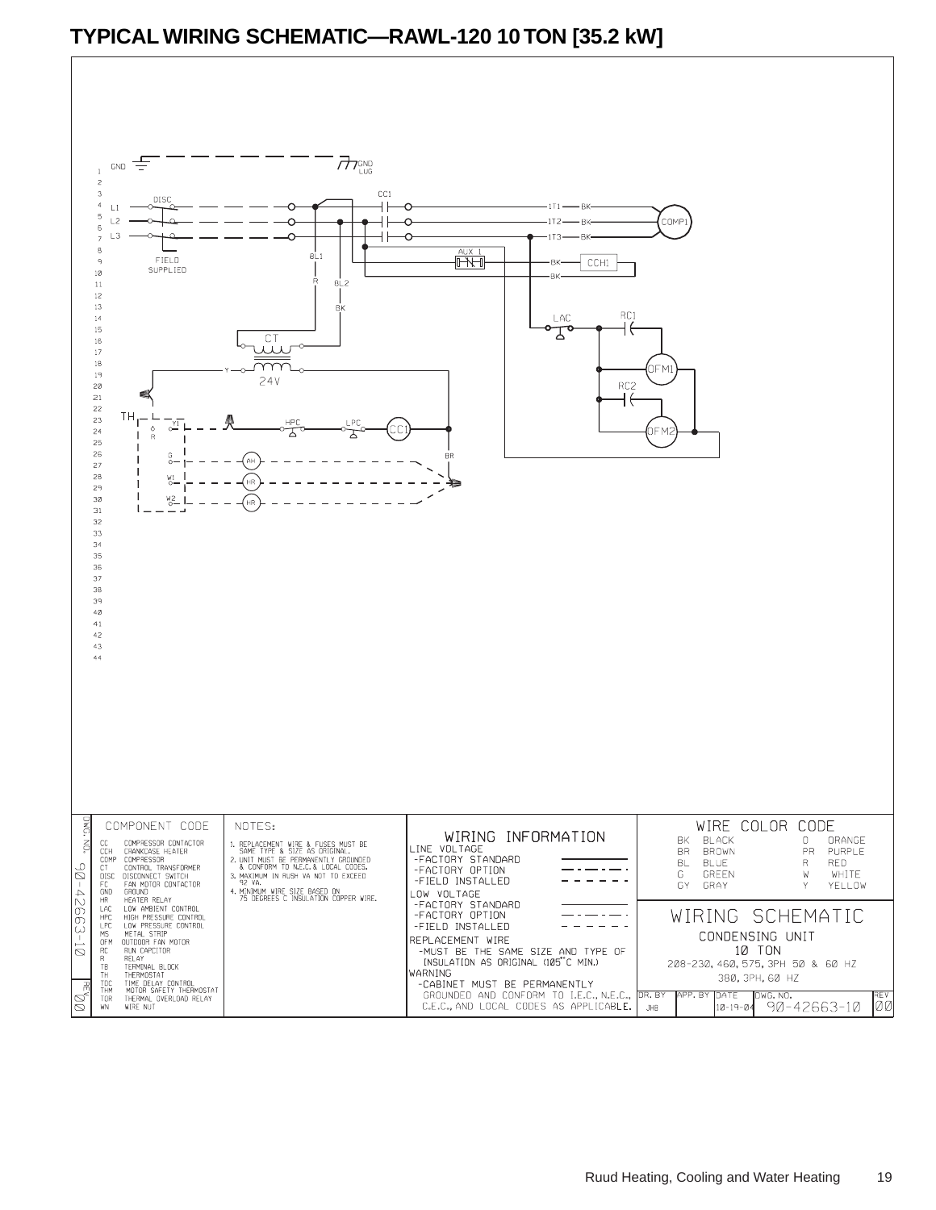# TYPICAL WIRING SCHEMATIC—RAWL-120 10 TON [35.2 kW]

GND — GND LUG

L1, L2, L3 — DISC — FIELD SUPPLIED

CC1 — 1T1 BK, 1T2 BK, 1T3 BK — COMP1

AUX 1 — BK — CCH1 — BK

8L1 — R — 8L2 — BK — CT — Y — 24V

LAC — RC1 — OFM1 — RC2 — OFM2

TH — Y1 — R — HPC — LPC — CC1 — BR

G — AH

W1 — HR

W2 — HR

1 2 3 4 5 6 7 8 9 10 11 12 13 14 15 16 17 18 19 20 21 22 23 24 25 26 27 28 29 30 31 32 33 34 35 36 37 38 39 40 41 42 43 44

| COMPONENT CODE | |
|---|---|
| CC | COMPRESSOR CONTACTOR |
| CCH | CRANKCASE HEATER |
| COMP | COMPRESSOR |
| CT | CONTROL TRANSFORMER |
| DISC | DISCONNECT SWITCH |
| FC | FAN MOTOR CONTACTOR |
| GND | GROUND |
| HR | HEATER RELAY |
| LAC | LOW AMBIENT CONTROL |
| HPC | HIGH PRESSURE CONTROL |
| LPC | LOW PRESSURE CONTROL |
| MS | METAL STRIP |
| OFM | OUTDOOR FAN MOTOR |
| RC | RUN CAPCITOR |
| R | RELAY |
| TB | TERMINAL BLOCK |
| TH | THERMOSTAT |
| TDC | TIME DELAY CONTROL |
| THM | MOTOR SAFETY THERMOSTAT |
| TOR | THERMAL OVERLOAD RELAY |
| WN | WIRE NUT |

NOTES:

1. REPLACEMENT WIRE & FUSES MUST BE SAME TYPE & SIZE AS ORIGINAL.
2. UNIT MUST BE PERMANENTLY GROUNDED & CONFORM TO N.E.C. & LOCAL CODES.
3. MAXIMUM IN RUSH VA NOT TO EXCEED 92 VA.
4. MINIMUM WIRE SIZE BASED ON 75 DEGREES C INSULATION COPPER WIRE.

WIRING INFORMATION

LINE VOLTAGE
- -FACTORY STANDARD
- -FACTORY OPTION
- -FIELD INSTALLED

LOW VOLTAGE
- -FACTORY STANDARD
- -FACTORY OPTION
- -FIELD INSTALLED

REPLACEMENT WIRE
- -MUST BE THE SAME SIZE AND TYPE OF INSULATION AS ORIGINAL (105°C MIN.)

WARNING
- -CABINET MUST BE PERMANENTLY GROUNDED AND CONFORM TO I.E.C., N.E.C., C.E.C., AND LOCAL CODES AS APPLICABLE.

| WIRE COLOR CODE | | | |
|---|---|---|---|
| BK | BLACK | O | ORANGE |
| BR | BROWN | PR | PURPLE |
| BL | BLUE | R | RED |
| G | GREEN | W | WHITE |
| GY | GRAY | Y | YELLOW |

WIRING SCHEMATIC
CONDENSING UNIT
10 TON
208-230, 460, 575, 3PH 50 & 60 HZ
380, 3PH, 60 HZ

| DR. BY | APP. BY | DATE | DWG. NO. | REV |
|---|---|---|---|---|
| JHB | | 10-19-04 | 90-42663-10 | 00 |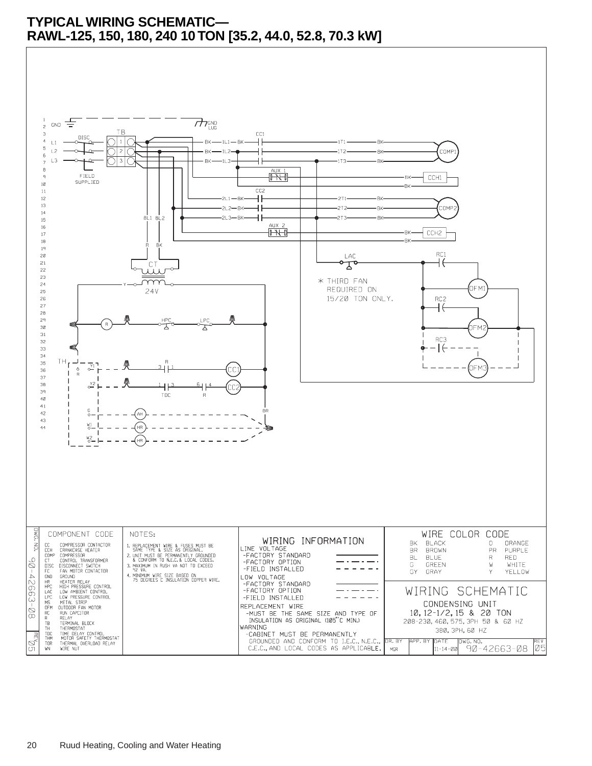# TYPICAL WIRING SCHEMATIC— RAWL-125, 150, 180, 240 10 TON [35.2, 44.0, 52.8, 70.3 kW]

GND — GND LUG

DISC — L1, L2, L3 — FIELD SUPPLIED

TB — 1, 2, 3

BK — 1L1 — BK — CC1 — 1T1 — BK — COMP1

BK — 1L2 — BK — 1T2 — BK

BK — 1L3 — 1T3 — BK

AUX 1 — BK — CCH1 — BK

CC2 — 2L1 — BK — 2T1 — BK — COMP2

2L2 — BK — 2T2 — BK

2L3 — BK — 2T3 — BK

AUX 2 — BK — CCH2 — BK

8L1 8L2 — R BK — CT — Y — 24V

LAC — RC1 — OFM1

\* THIRD FAN REQUIRED ON 15/20 TON ONLY.

RC2 — OFM2

RC3 — OFM3

R — HPC — LPC

TH — Y1 — R — 3 1 — CC1

Y2 — 1 3 TDC — 6 4 R — CC2

BR

G — AH

W1 — HR

W2 — HR

| COMPONENT CODE | |
|---|---|
| CC | COMPRESSOR CONTACTOR |
| CCH | CRANKCASE HEATER |
| COMP | COMPRESSOR |
| CT | CONTROL TRANSFORMER |
| DISC | DISCONNECT SWITCH |
| FC | FAN MOTOR CONTACTOR |
| GND | GROUND |
| HR | HEATER RELAY |
| HPC | HIGH PRESSURE CONTROL |
| LAC | LOW AMBIENT CONTROL |
| LPC | LOW PRESSURE CONTROL |
| MS | METAL STRIP |
| OFM | OUTDOOR FAN MOTOR |
| RC | RUN CAPCITOR |
| R | RELAY |
| TB | TERMINAL BLOCK |
| TH | THERMOSTAT |
| TDC | TIME DELAY CONTROL |
| THM | MOTOR SAFETY THERMOSTAT |
| TOR | THERMAL OVERLOAD RELAY |
| WN | WIRE NUT |

NOTES:

1. REPLACEMENT WIRE & FUSES MUST BE SAME TYPE & SIZE AS ORIGINAL.
2. UNIT MUST BE PERMANENTLY GROUNDED & CONFORM TO N.E.C. & LOCAL CODES.
3. MAXIMUM IN RUSH VA NOT TO EXCEED 92 VA.
4. MINIMUM WIRE SIZE BASED ON 75 DEGREES C INSULATION COPPER WIRE.

WIRING INFORMATION

LINE VOLTAGE
- -FACTORY STANDARD
- -FACTORY OPTION
- -FIELD INSTALLED

LOW VOLTAGE
- -FACTORY STANDARD
- -FACTORY OPTION
- -FIELD INSTALLED

REPLACEMENT WIRE
- -MUST BE THE SAME SIZE AND TYPE OF INSULATION AS ORIGINAL (105°C MIN.)

WARNING
- -CABINET MUST BE PERMANENTLY GROUNDED AND CONFORM TO I.E.C., N.E.C., C.E.C., AND LOCAL CODES AS APPLICABLE.

| WIRE COLOR CODE | | | |
|---|---|---|---|
| BK | BLACK | O | ORANGE |
| BR | BROWN | PR | PURPLE |
| BL | BLUE | R | RED |
| G | GREEN | W | WHITE |
| GY | GRAY | Y | YELLOW |

WIRING SCHEMATIC

CONDENSING UNIT

10, 12-1/2, 15 & 20 TON

208-230, 460, 575, 3PH 50 & 60 HZ

380, 3PH, 60 HZ

| DR. BY | APP. BY | DATE | DWG. NO. | REV |
|---|---|---|---|---|
| MGR | | 11-14-00 | 90-42663-08 | 05 |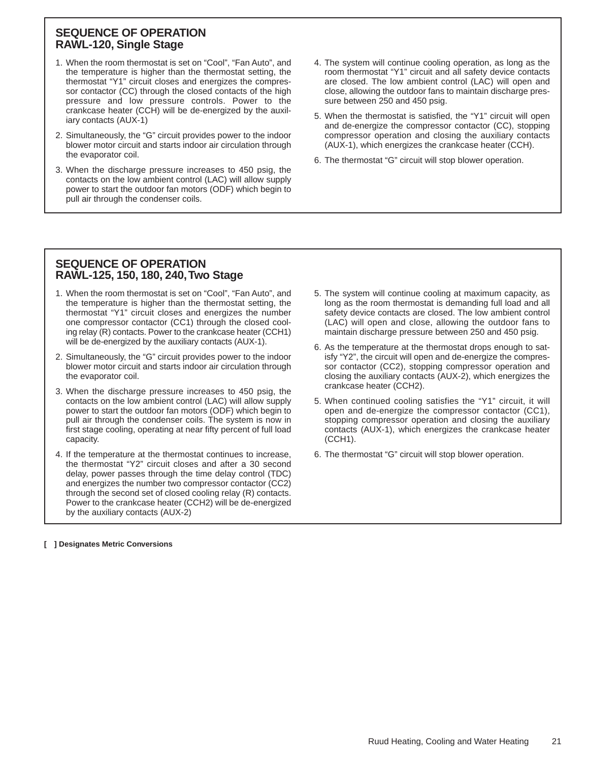## SEQUENCE OF OPERATION
## RAWL-120, Single Stage

1. When the room thermostat is set on "Cool", "Fan Auto", and the temperature is higher than the thermostat setting, the thermostat "Y1" circuit closes and energizes the compressor contactor (CC) through the closed contacts of the high pressure and low pressure controls. Power to the crankcase heater (CCH) will be de-energized by the auxiliary contacts (AUX-1)
2. Simultaneously, the "G" circuit provides power to the indoor blower motor circuit and starts indoor air circulation through the evaporator coil.
3. When the discharge pressure increases to 450 psig, the contacts on the low ambient control (LAC) will allow supply power to start the outdoor fan motors (ODF) which begin to pull air through the condenser coils.
4. The system will continue cooling operation, as long as the room thermostat "Y1" circuit and all safety device contacts are closed. The low ambient control (LAC) will open and close, allowing the outdoor fans to maintain discharge pressure between 250 and 450 psig.
5. When the thermostat is satisfied, the "Y1" circuit will open and de-energize the compressor contactor (CC), stopping compressor operation and closing the auxiliary contacts (AUX-1), which energizes the crankcase heater (CCH).
6. The thermostat "G" circuit will stop blower operation.

## SEQUENCE OF OPERATION
## RAWL-125, 150, 180, 240, Two Stage

1. When the room thermostat is set on "Cool", "Fan Auto", and the temperature is higher than the thermostat setting, the thermostat "Y1" circuit closes and energizes the number one compressor contactor (CC1) through the closed cooling relay (R) contacts. Power to the crankcase heater (CCH1) will be de-energized by the auxiliary contacts (AUX-1).
2. Simultaneously, the "G" circuit provides power to the indoor blower motor circuit and starts indoor air circulation through the evaporator coil.
3. When the discharge pressure increases to 450 psig, the contacts on the low ambient control (LAC) will allow supply power to start the outdoor fan motors (ODF) which begin to pull air through the condenser coils. The system is now in first stage cooling, operating at near fifty percent of full load capacity.
4. If the temperature at the thermostat continues to increase, the thermostat "Y2" circuit closes and after a 30 second delay, power passes through the time delay control (TDC) and energizes the number two compressor contactor (CC2) through the second set of closed cooling relay (R) contacts. Power to the crankcase heater (CCH2) will be de-energized by the auxiliary contacts (AUX-2)
5. The system will continue cooling at maximum capacity, as long as the room thermostat is demanding full load and all safety device contacts are closed. The low ambient control (LAC) will open and close, allowing the outdoor fans to maintain discharge pressure between 250 and 450 psig.
6. As the temperature at the thermostat drops enough to satisfy "Y2", the circuit will open and de-energize the compressor contactor (CC2), stopping compressor operation and closing the auxiliary contacts (AUX-2), which energizes the crankcase heater (CCH2).
5. When continued cooling satisfies the "Y1" circuit, it will open and de-energize the compressor contactor (CC1), stopping compressor operation and closing the auxiliary contacts (AUX-1), which energizes the crankcase heater (CCH1).
6. The thermostat "G" circuit will stop blower operation.

**[ ] Designates Metric Conversions**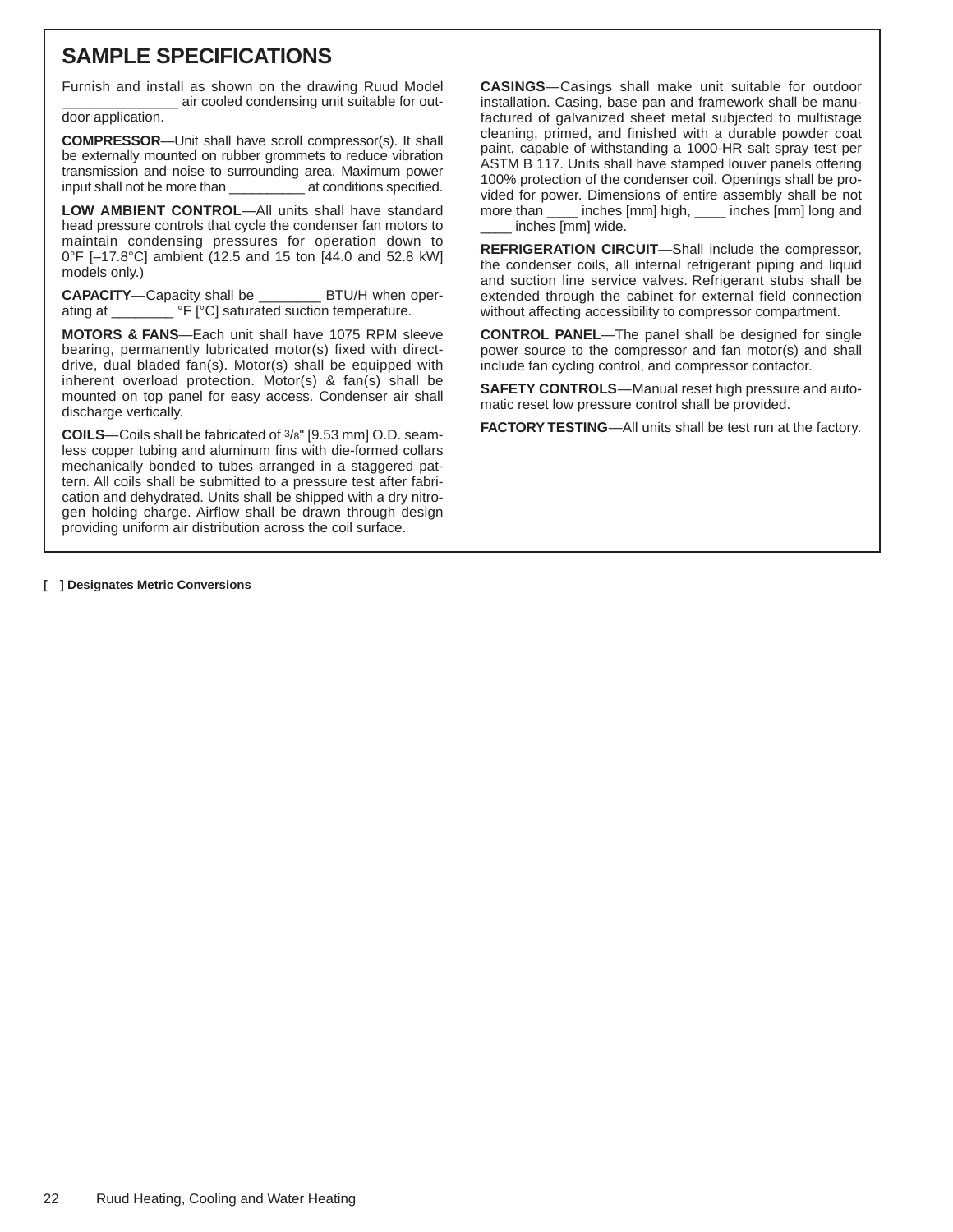## SAMPLE SPECIFICATIONS

Furnish and install as shown on the drawing Ruud Model _______________ air cooled condensing unit suitable for outdoor application.

**COMPRESSOR**—Unit shall have scroll compressor(s). It shall be externally mounted on rubber grommets to reduce vibration transmission and noise to surrounding area. Maximum power input shall not be more than __________ at conditions specified.

**LOW AMBIENT CONTROL**—All units shall have standard head pressure controls that cycle the condenser fan motors to maintain condensing pressures for operation down to 0°F [–17.8°C] ambient (12.5 and 15 ton [44.0 and 52.8 kW] models only.)

**CAPACITY**—Capacity shall be ________ BTU/H when operating at ________ °F [°C] saturated suction temperature.

**MOTORS & FANS**—Each unit shall have 1075 RPM sleeve bearing, permanently lubricated motor(s) fixed with direct-drive, dual bladed fan(s). Motor(s) shall be equipped with inherent overload protection. Motor(s) & fan(s) shall be mounted on top panel for easy access. Condenser air shall discharge vertically.

**COILS**—Coils shall be fabricated of 3/8" [9.53 mm] O.D. seamless copper tubing and aluminum fins with die-formed collars mechanically bonded to tubes arranged in a staggered pattern. All coils shall be submitted to a pressure test after fabrication and dehydrated. Units shall be shipped with a dry nitrogen holding charge. Airflow shall be drawn through design providing uniform air distribution across the coil surface.

**CASINGS**—Casings shall make unit suitable for outdoor installation. Casing, base pan and framework shall be manufactured of galvanized sheet metal subjected to multistage cleaning, primed, and finished with a durable powder coat paint, capable of withstanding a 1000-HR salt spray test per ASTM B 117. Units shall have stamped louver panels offering 100% protection of the condenser coil. Openings shall be provided for power. Dimensions of entire assembly shall be not more than ____ inches [mm] high, ____ inches [mm] long and ____ inches [mm] wide.

**REFRIGERATION CIRCUIT**—Shall include the compressor, the condenser coils, all internal refrigerant piping and liquid and suction line service valves. Refrigerant stubs shall be extended through the cabinet for external field connection without affecting accessibility to compressor compartment.

**CONTROL PANEL**—The panel shall be designed for single power source to the compressor and fan motor(s) and shall include fan cycling control, and compressor contactor.

**SAFETY CONTROLS**—Manual reset high pressure and automatic reset low pressure control shall be provided.

**FACTORY TESTING**—All units shall be test run at the factory.

**[ ] Designates Metric Conversions**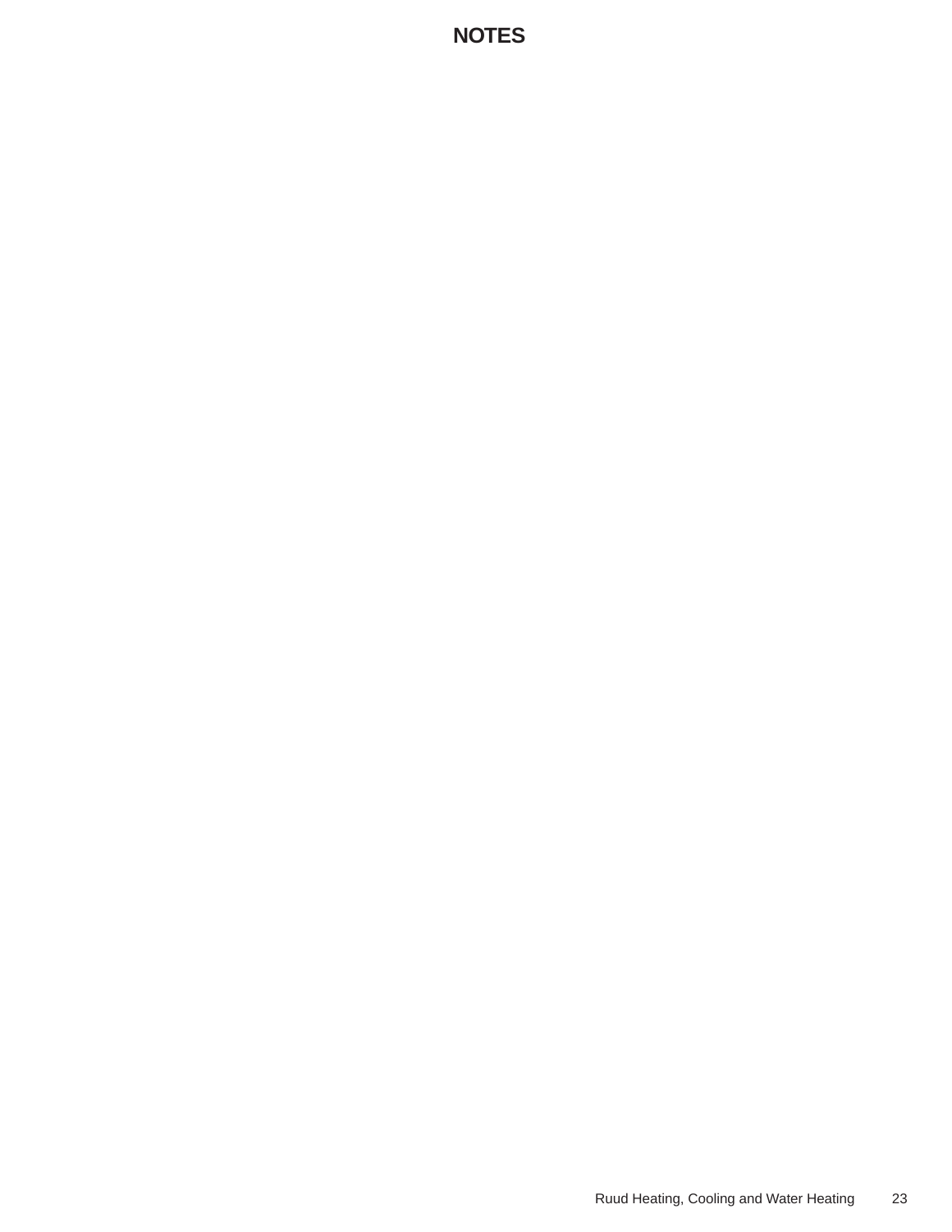# NOTES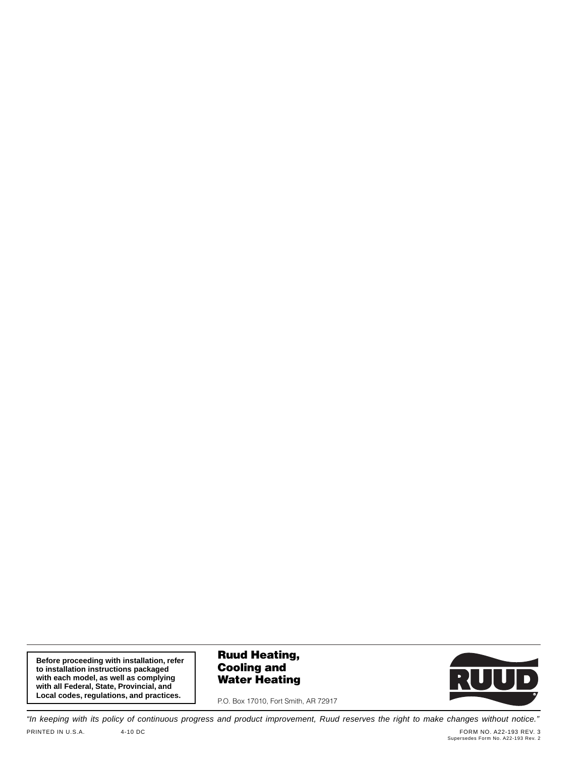**Before proceeding with installation, refer to installation instructions packaged with each model, as well as complying with all Federal, State, Provincial, and Local codes, regulations, and practices.**

**Ruud Heating, Cooling and Water Heating**

P.O. Box 17010, Fort Smith, AR 72917

RUUD

*"In keeping with its policy of continuous progress and product improvement, Ruud reserves the right to make changes without notice."*

PRINTED IN U.S.A. 4-10 DC

FORM NO. A22-193 REV. 3
Supersedes Form No. A22-193 Rev. 2